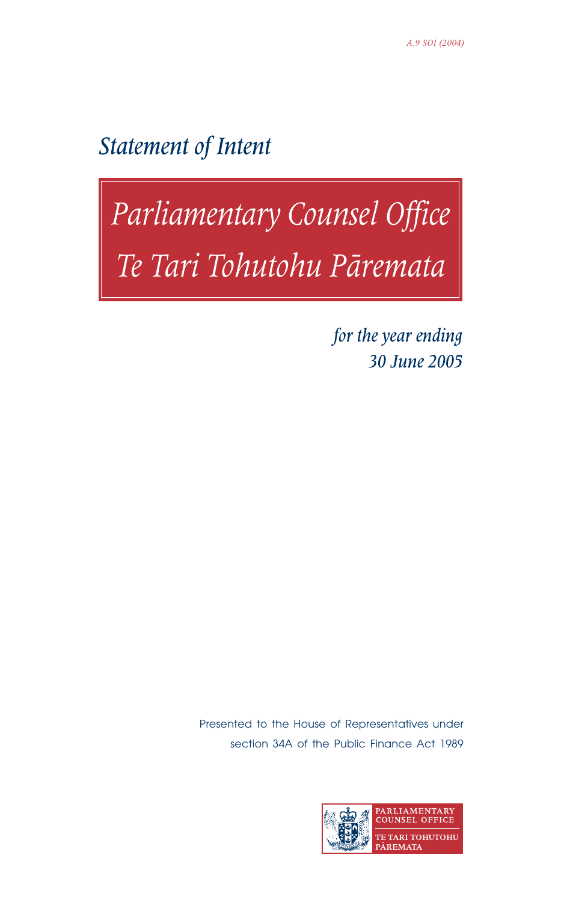A.9 SOI (2004)

*Statement of Intent*

# *Parliamentary Counsel Office*
# *Te Tari Tohutohu Pāremata*

*for the year ending*
*30 June 2005*

Presented to the House of Representatives under section 34A of the Public Finance Act 1989

PARLIAMENTARY COUNSEL OFFICE
TE TARI TOHUTOHU PĀREMATA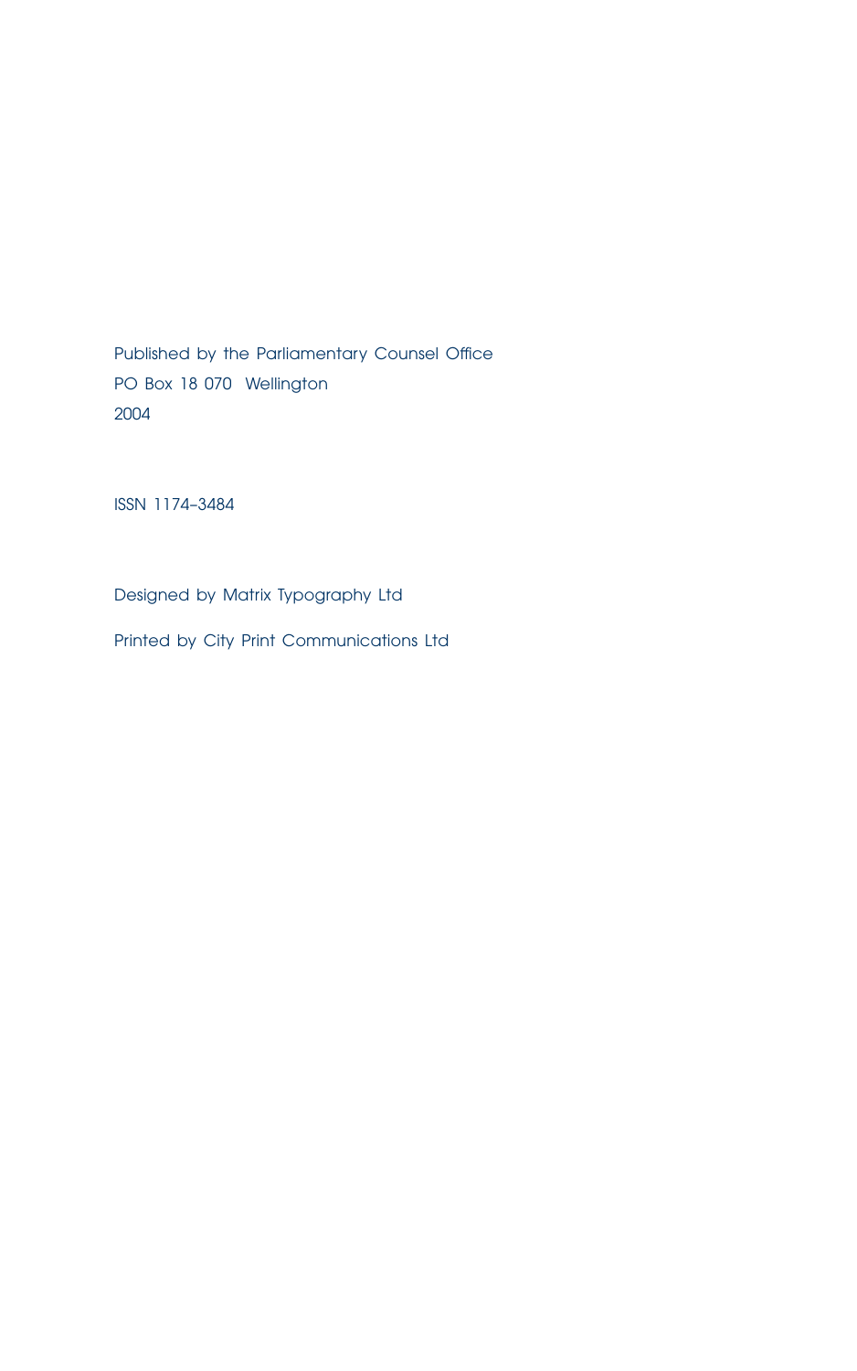Published by the Parliamentary Counsel Office
PO Box 18 070 Wellington
2004

ISSN 1174–3484

Designed by Matrix Typography Ltd

Printed by City Print Communications Ltd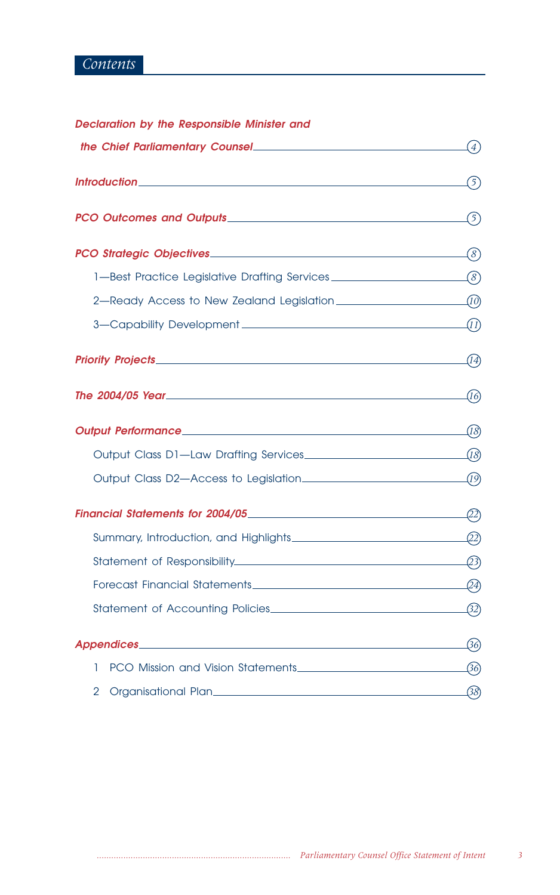# Contents

| Section | Page |
|---|---|
| ***Declaration by the Responsible Minister and the Chief Parliamentary Counsel*** | 4 |
| ***Introduction*** | 5 |
| ***PCO Outcomes and Outputs*** | 5 |
| ***PCO Strategic Objectives*** | 8 |
| 1—Best Practice Legislative Drafting Services | 8 |
| 2—Ready Access to New Zealand Legislation | 10 |
| 3—Capability Development | 11 |
| ***Priority Projects*** | 14 |
| ***The 2004/05 Year*** | 16 |
| ***Output Performance*** | 18 |
| Output Class D1—Law Drafting Services | 18 |
| Output Class D2—Access to Legislation | 19 |
| ***Financial Statements for 2004/05*** | 22 |
| Summary, Introduction, and Highlights | 22 |
| Statement of Responsibility | 23 |
| Forecast Financial Statements | 24 |
| Statement of Accounting Policies | 32 |
| ***Appendices*** | 36 |
| 1 PCO Mission and Vision Statements | 36 |
| 2 Organisational Plan | 38 |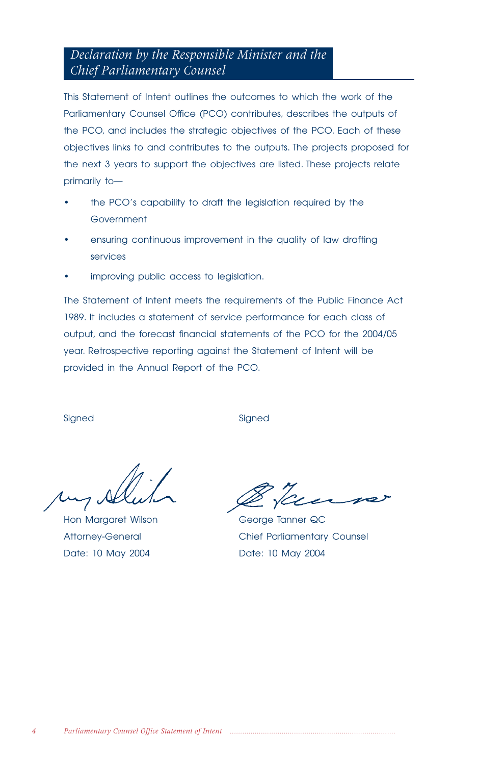## Declaration by the Responsible Minister and the Chief Parliamentary Counsel

This Statement of Intent outlines the outcomes to which the work of the Parliamentary Counsel Office (PCO) contributes, describes the outputs of the PCO, and includes the strategic objectives of the PCO. Each of these objectives links to and contributes to the outputs. The projects proposed for the next 3 years to support the objectives are listed. These projects relate primarily to—

- the PCO's capability to draft the legislation required by the Government
- ensuring continuous improvement in the quality of law drafting services
- improving public access to legislation.

The Statement of Intent meets the requirements of the Public Finance Act 1989. It includes a statement of service performance for each class of output, and the forecast financial statements of the PCO for the 2004/05 year. Retrospective reporting against the Statement of Intent will be provided in the Annual Report of the PCO.

Signed

Hon Margaret Wilson
Attorney-General
Date: 10 May 2004

Signed

George Tanner QC
Chief Parliamentary Counsel
Date: 10 May 2004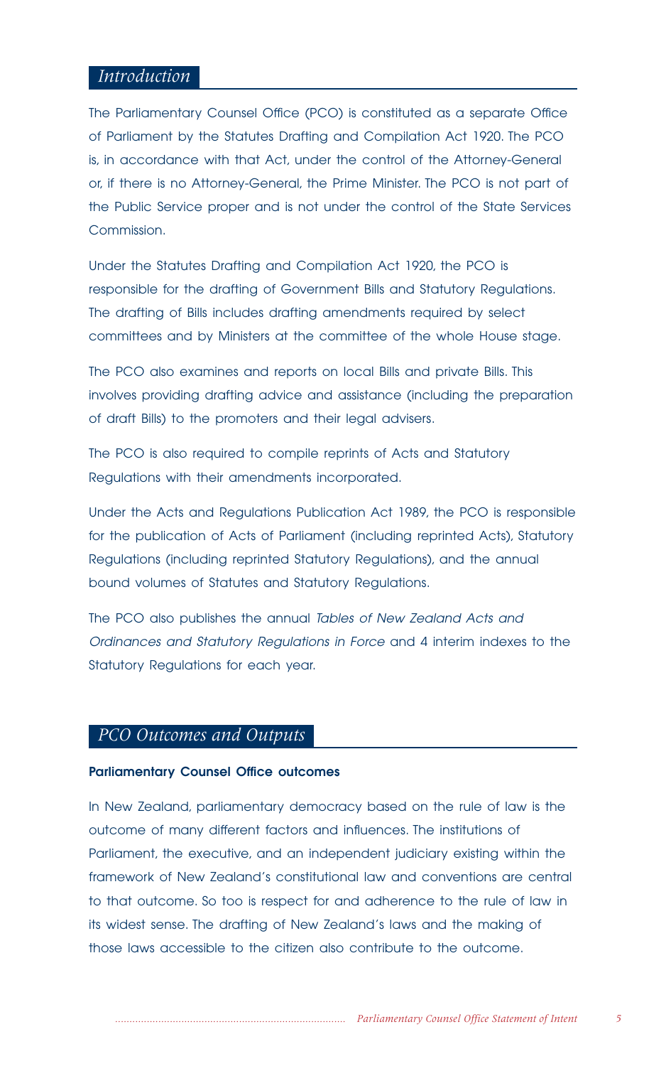## *Introduction*

The Parliamentary Counsel Office (PCO) is constituted as a separate Office of Parliament by the Statutes Drafting and Compilation Act 1920. The PCO is, in accordance with that Act, under the control of the Attorney-General or, if there is no Attorney-General, the Prime Minister. The PCO is not part of the Public Service proper and is not under the control of the State Services Commission.

Under the Statutes Drafting and Compilation Act 1920, the PCO is responsible for the drafting of Government Bills and Statutory Regulations. The drafting of Bills includes drafting amendments required by select committees and by Ministers at the committee of the whole House stage.

The PCO also examines and reports on local Bills and private Bills. This involves providing drafting advice and assistance (including the preparation of draft Bills) to the promoters and their legal advisers.

The PCO is also required to compile reprints of Acts and Statutory Regulations with their amendments incorporated.

Under the Acts and Regulations Publication Act 1989, the PCO is responsible for the publication of Acts of Parliament (including reprinted Acts), Statutory Regulations (including reprinted Statutory Regulations), and the annual bound volumes of Statutes and Statutory Regulations.

The PCO also publishes the annual *Tables of New Zealand Acts and Ordinances and Statutory Regulations in Force* and 4 interim indexes to the Statutory Regulations for each year.

## *PCO Outcomes and Outputs*

### Parliamentary Counsel Office outcomes

In New Zealand, parliamentary democracy based on the rule of law is the outcome of many different factors and influences. The institutions of Parliament, the executive, and an independent judiciary existing within the framework of New Zealand's constitutional law and conventions are central to that outcome. So too is respect for and adherence to the rule of law in its widest sense. The drafting of New Zealand's laws and the making of those laws accessible to the citizen also contribute to the outcome.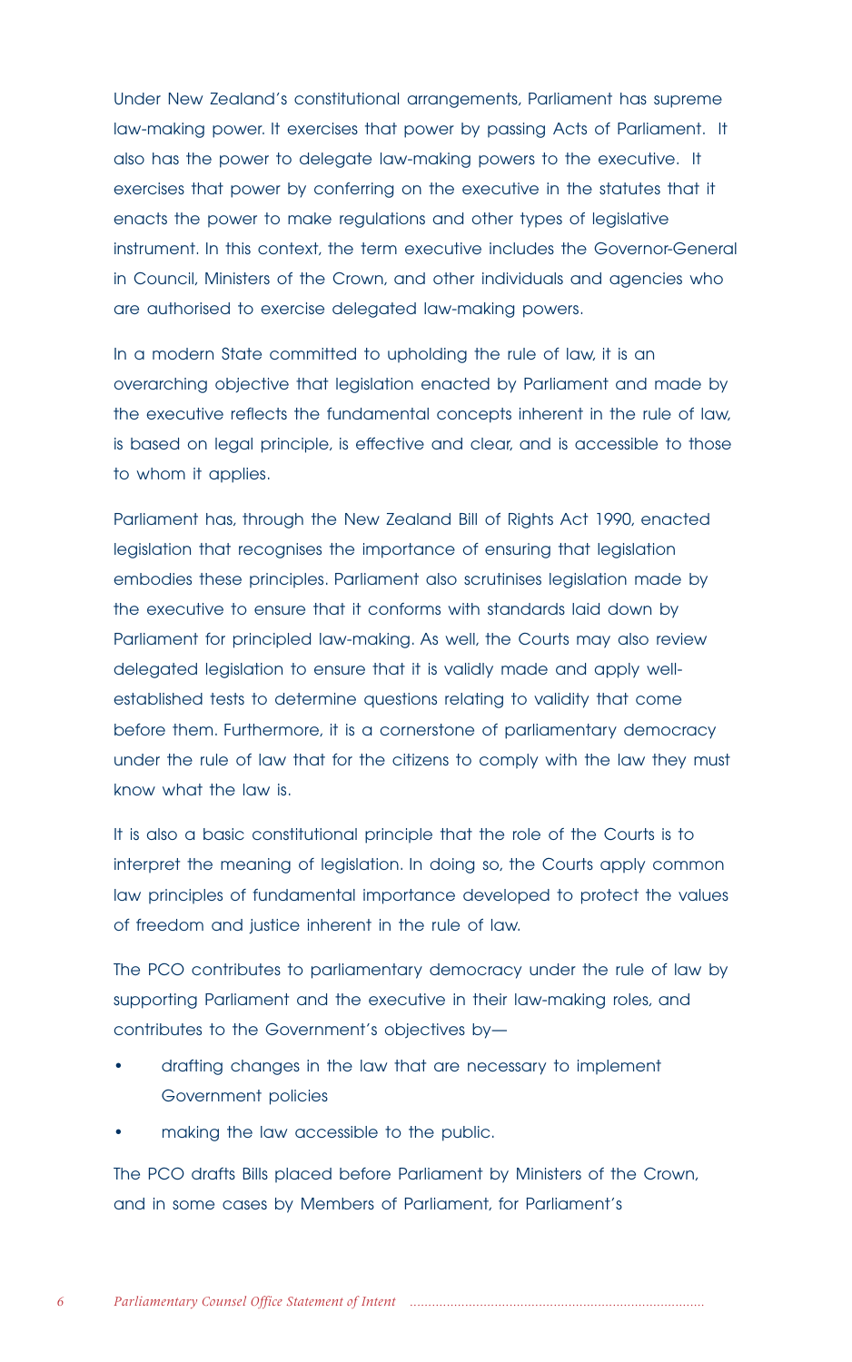Under New Zealand's constitutional arrangements, Parliament has supreme law-making power. It exercises that power by passing Acts of Parliament. It also has the power to delegate law-making powers to the executive. It exercises that power by conferring on the executive in the statutes that it enacts the power to make regulations and other types of legislative instrument. In this context, the term executive includes the Governor-General in Council, Ministers of the Crown, and other individuals and agencies who are authorised to exercise delegated law-making powers.

In a modern State committed to upholding the rule of law, it is an overarching objective that legislation enacted by Parliament and made by the executive reflects the fundamental concepts inherent in the rule of law, is based on legal principle, is effective and clear, and is accessible to those to whom it applies.

Parliament has, through the New Zealand Bill of Rights Act 1990, enacted legislation that recognises the importance of ensuring that legislation embodies these principles. Parliament also scrutinises legislation made by the executive to ensure that it conforms with standards laid down by Parliament for principled law-making. As well, the Courts may also review delegated legislation to ensure that it is validly made and apply well-established tests to determine questions relating to validity that come before them. Furthermore, it is a cornerstone of parliamentary democracy under the rule of law that for the citizens to comply with the law they must know what the law is.

It is also a basic constitutional principle that the role of the Courts is to interpret the meaning of legislation. In doing so, the Courts apply common law principles of fundamental importance developed to protect the values of freedom and justice inherent in the rule of law.

The PCO contributes to parliamentary democracy under the rule of law by supporting Parliament and the executive in their law-making roles, and contributes to the Government's objectives by—

- drafting changes in the law that are necessary to implement Government policies
- making the law accessible to the public.

The PCO drafts Bills placed before Parliament by Ministers of the Crown, and in some cases by Members of Parliament, for Parliament's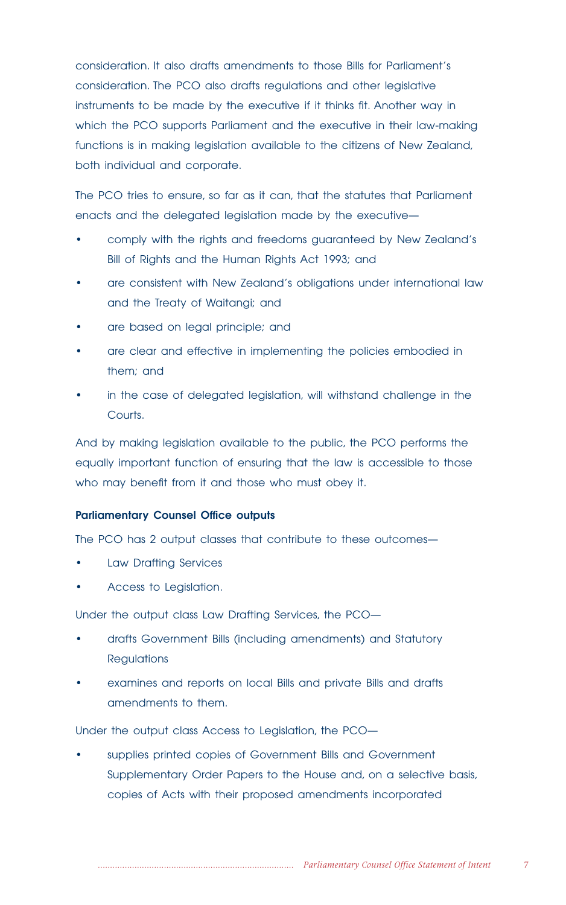consideration. It also drafts amendments to those Bills for Parliament's consideration. The PCO also drafts regulations and other legislative instruments to be made by the executive if it thinks fit. Another way in which the PCO supports Parliament and the executive in their law-making functions is in making legislation available to the citizens of New Zealand, both individual and corporate.

The PCO tries to ensure, so far as it can, that the statutes that Parliament enacts and the delegated legislation made by the executive—

- comply with the rights and freedoms guaranteed by New Zealand's Bill of Rights and the Human Rights Act 1993; and
- are consistent with New Zealand's obligations under international law and the Treaty of Waitangi; and
- are based on legal principle; and
- are clear and effective in implementing the policies embodied in them; and
- in the case of delegated legislation, will withstand challenge in the Courts.

And by making legislation available to the public, the PCO performs the equally important function of ensuring that the law is accessible to those who may benefit from it and those who must obey it.

**Parliamentary Counsel Office outputs**

The PCO has 2 output classes that contribute to these outcomes—

- Law Drafting Services
- Access to Legislation.

Under the output class Law Drafting Services, the PCO—

- drafts Government Bills (including amendments) and Statutory Regulations
- examines and reports on local Bills and private Bills and drafts amendments to them.

Under the output class Access to Legislation, the PCO—

- supplies printed copies of Government Bills and Government Supplementary Order Papers to the House and, on a selective basis, copies of Acts with their proposed amendments incorporated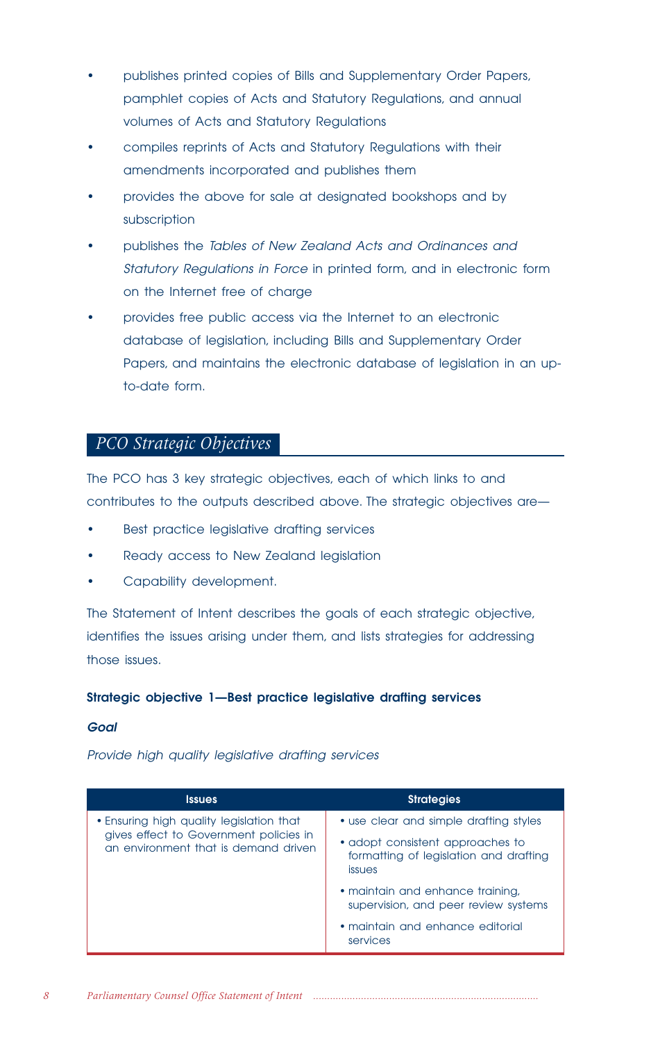- publishes printed copies of Bills and Supplementary Order Papers, pamphlet copies of Acts and Statutory Regulations, and annual volumes of Acts and Statutory Regulations
- compiles reprints of Acts and Statutory Regulations with their amendments incorporated and publishes them
- provides the above for sale at designated bookshops and by subscription
- publishes the *Tables of New Zealand Acts and Ordinances and Statutory Regulations in Force* in printed form, and in electronic form on the Internet free of charge
- provides free public access via the Internet to an electronic database of legislation, including Bills and Supplementary Order Papers, and maintains the electronic database of legislation in an up-to-date form.

## *PCO Strategic Objectives*

The PCO has 3 key strategic objectives, each of which links to and contributes to the outputs described above. The strategic objectives are—

- Best practice legislative drafting services
- Ready access to New Zealand legislation
- Capability development.

The Statement of Intent describes the goals of each strategic objective, identifies the issues arising under them, and lists strategies for addressing those issues.

### Strategic objective 1—Best practice legislative drafting services

***Goal***

*Provide high quality legislative drafting services*

| Issues | Strategies |
|---|---|
| • Ensuring high quality legislation that gives effect to Government policies in an environment that is demand driven | • use clear and simple drafting styles<br>• adopt consistent approaches to formatting of legislation and drafting issues<br>• maintain and enhance training, supervision, and peer review systems<br>• maintain and enhance editorial services |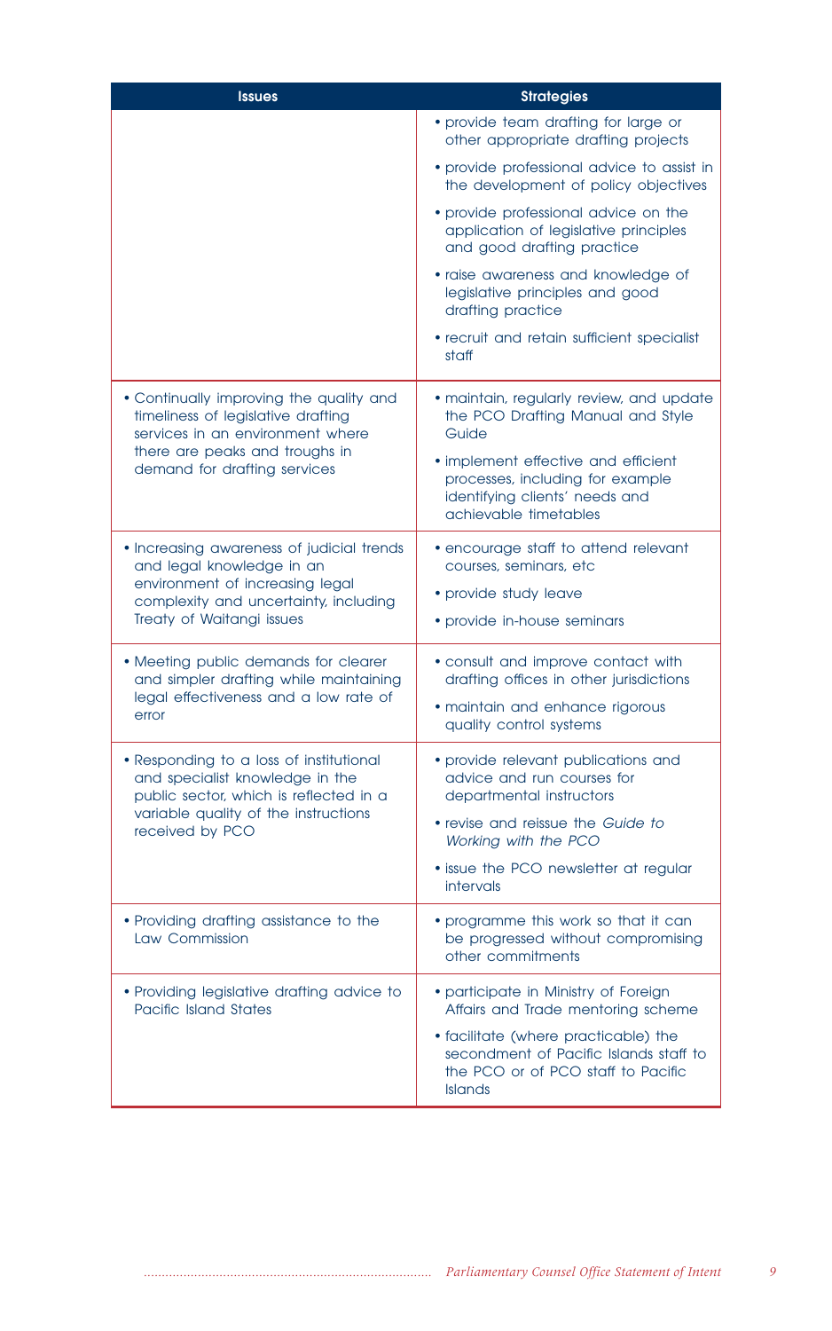| Issues | Strategies |
|---|---|
| | • provide team drafting for large or other appropriate drafting projects<br>• provide professional advice to assist in the development of policy objectives<br>• provide professional advice on the application of legislative principles and good drafting practice<br>• raise awareness and knowledge of legislative principles and good drafting practice<br>• recruit and retain sufficient specialist staff |
| • Continually improving the quality and timeliness of legislative drafting services in an environment where there are peaks and troughs in demand for drafting services | • maintain, regularly review, and update the PCO Drafting Manual and Style Guide<br>• implement effective and efficient processes, including for example identifying clients' needs and achievable timetables |
| • Increasing awareness of judicial trends and legal knowledge in an environment of increasing legal complexity and uncertainty, including Treaty of Waitangi issues | • encourage staff to attend relevant courses, seminars, etc<br>• provide study leave<br>• provide in-house seminars |
| • Meeting public demands for clearer and simpler drafting while maintaining legal effectiveness and a low rate of error | • consult and improve contact with drafting offices in other jurisdictions<br>• maintain and enhance rigorous quality control systems |
| • Responding to a loss of institutional and specialist knowledge in the public sector, which is reflected in a variable quality of the instructions received by PCO | • provide relevant publications and advice and run courses for departmental instructors<br>• revise and reissue the *Guide to Working with the PCO*<br>• issue the PCO newsletter at regular intervals |
| • Providing drafting assistance to the Law Commission | • programme this work so that it can be progressed without compromising other commitments |
| • Providing legislative drafting advice to Pacific Island States | • participate in Ministry of Foreign Affairs and Trade mentoring scheme<br>• facilitate (where practicable) the secondment of Pacific Islands staff to the PCO or of PCO staff to Pacific Islands |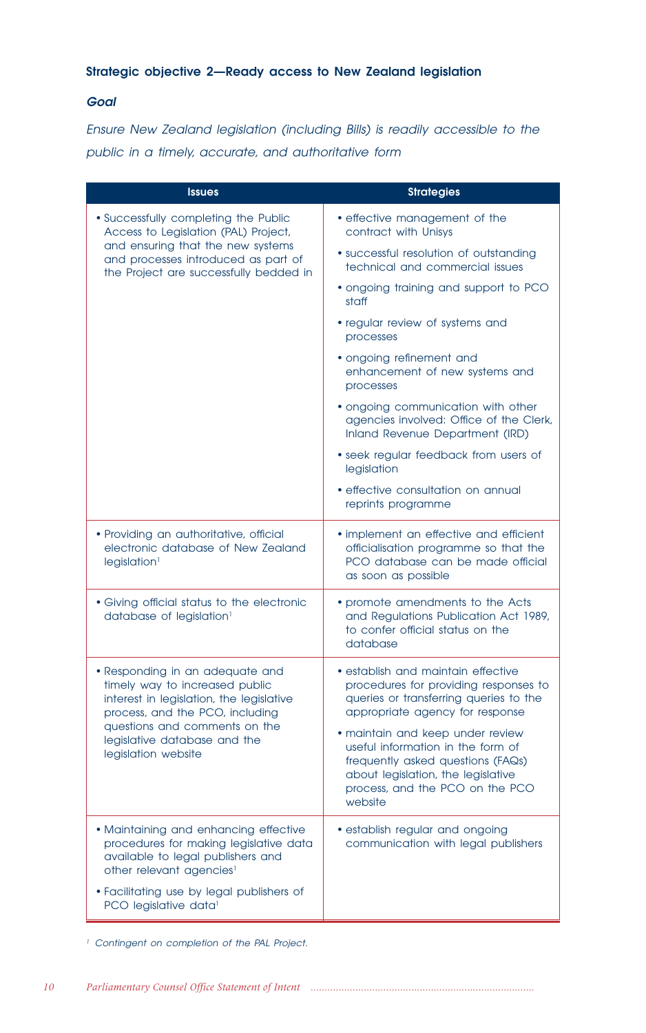### Strategic objective 2—Ready access to New Zealand legislation

#### *Goal*

*Ensure New Zealand legislation (including Bills) is readily accessible to the public in a timely, accurate, and authoritative form*

| Issues | Strategies |
|---|---|
| • Successfully completing the Public Access to Legislation (PAL) Project, and ensuring that the new systems and processes introduced as part of the Project are successfully bedded in | • effective management of the contract with Unisys<br>• successful resolution of outstanding technical and commercial issues<br>• ongoing training and support to PCO staff<br>• regular review of systems and processes<br>• ongoing refinement and enhancement of new systems and processes<br>• ongoing communication with other agencies involved: Office of the Clerk, Inland Revenue Department (IRD)<br>• seek regular feedback from users of legislation<br>• effective consultation on annual reprints programme |
| • Providing an authoritative, official electronic database of New Zealand legislation[1] | • implement an effective and efficient officialisation programme so that the PCO database can be made official as soon as possible |
| • Giving official status to the electronic database of legislation[1] | • promote amendments to the Acts and Regulations Publication Act 1989, to confer official status on the database |
| • Responding in an adequate and timely way to increased public interest in legislation, the legislative process, and the PCO, including questions and comments on the legislative database and the legislation website | • establish and maintain effective procedures for providing responses to queries or transferring queries to the appropriate agency for response<br>• maintain and keep under review useful information in the form of frequently asked questions (FAQs) about legislation, the legislative process, and the PCO on the PCO website |
| • Maintaining and enhancing effective procedures for making legislative data available to legal publishers and other relevant agencies[1]<br>• Facilitating use by legal publishers of PCO legislative data[1] | • establish regular and ongoing communication with legal publishers |

[1] *Contingent on completion of the PAL Project.*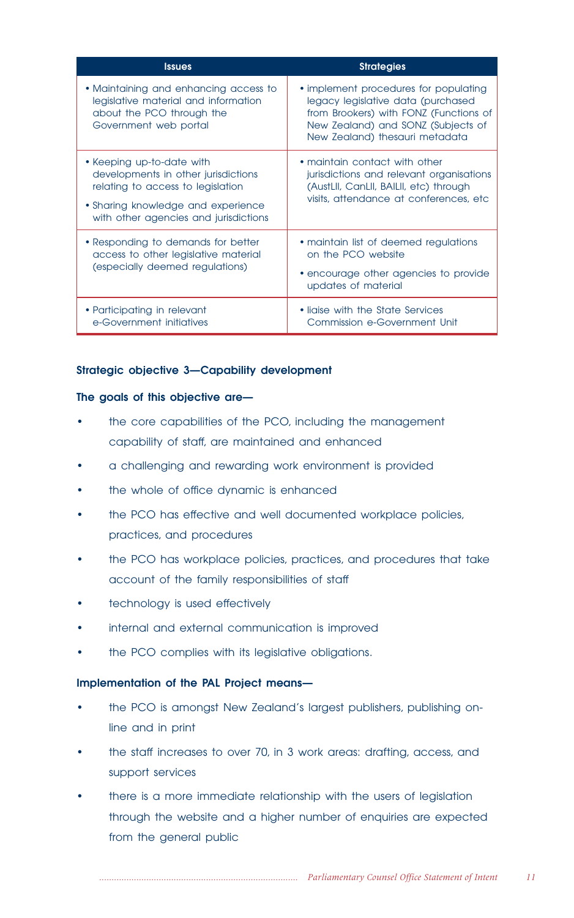| Issues | Strategies |
|---|---|
| • Maintaining and enhancing access to legislative material and information about the PCO through the Government web portal | • implement procedures for populating legacy legislative data (purchased from Brookers) with FONZ (Functions of New Zealand) and SONZ (Subjects of New Zealand) thesauri metadata |
| • Keeping up-to-date with developments in other jurisdictions relating to access to legislation<br>• Sharing knowledge and experience with other agencies and jurisdictions | • maintain contact with other jurisdictions and relevant organisations (AustLII, CanLII, BAILII, etc) through visits, attendance at conferences, etc |
| • Responding to demands for better access to other legislative material (especially deemed regulations) | • maintain list of deemed regulations on the PCO website<br>• encourage other agencies to provide updates of material |
| • Participating in relevant e-Government initiatives | • liaise with the State Services Commission e-Government Unit |

### Strategic objective 3—Capability development

**The goals of this objective are—**

- the core capabilities of the PCO, including the management capability of staff, are maintained and enhanced
- a challenging and rewarding work environment is provided
- the whole of office dynamic is enhanced
- the PCO has effective and well documented workplace policies, practices, and procedures
- the PCO has workplace policies, practices, and procedures that take account of the family responsibilities of staff
- technology is used effectively
- internal and external communication is improved
- the PCO complies with its legislative obligations.

**Implementation of the PAL Project means—**

- the PCO is amongst New Zealand's largest publishers, publishing on-line and in print
- the staff increases to over 70, in 3 work areas: drafting, access, and support services
- there is a more immediate relationship with the users of legislation through the website and a higher number of enquiries are expected from the general public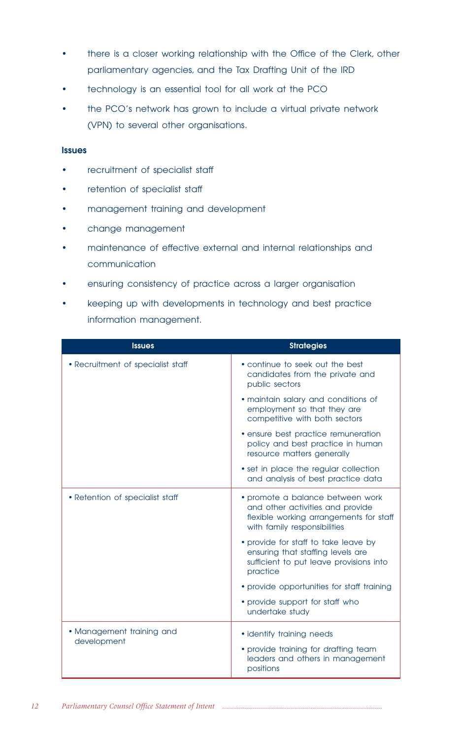- there is a closer working relationship with the Office of the Clerk, other parliamentary agencies, and the Tax Drafting Unit of the IRD
- technology is an essential tool for all work at the PCO
- the PCO's network has grown to include a virtual private network (VPN) to several other organisations.

**Issues**

- recruitment of specialist staff
- retention of specialist staff
- management training and development
- change management
- maintenance of effective external and internal relationships and communication
- ensuring consistency of practice across a larger organisation
- keeping up with developments in technology and best practice information management.

| Issues | Strategies |
|---|---|
| • Recruitment of specialist staff | • continue to seek out the best candidates from the private and public sectors<br>• maintain salary and conditions of employment so that they are competitive with both sectors<br>• ensure best practice remuneration policy and best practice in human resource matters generally<br>• set in place the regular collection and analysis of best practice data |
| • Retention of specialist staff | • promote a balance between work and other activities and provide flexible working arrangements for staff with family responsibilities<br>• provide for staff to take leave by ensuring that staffing levels are sufficient to put leave provisions into practice<br>• provide opportunities for staff training<br>• provide support for staff who undertake study |
| • Management training and development | • identify training needs<br>• provide training for drafting team leaders and others in management positions |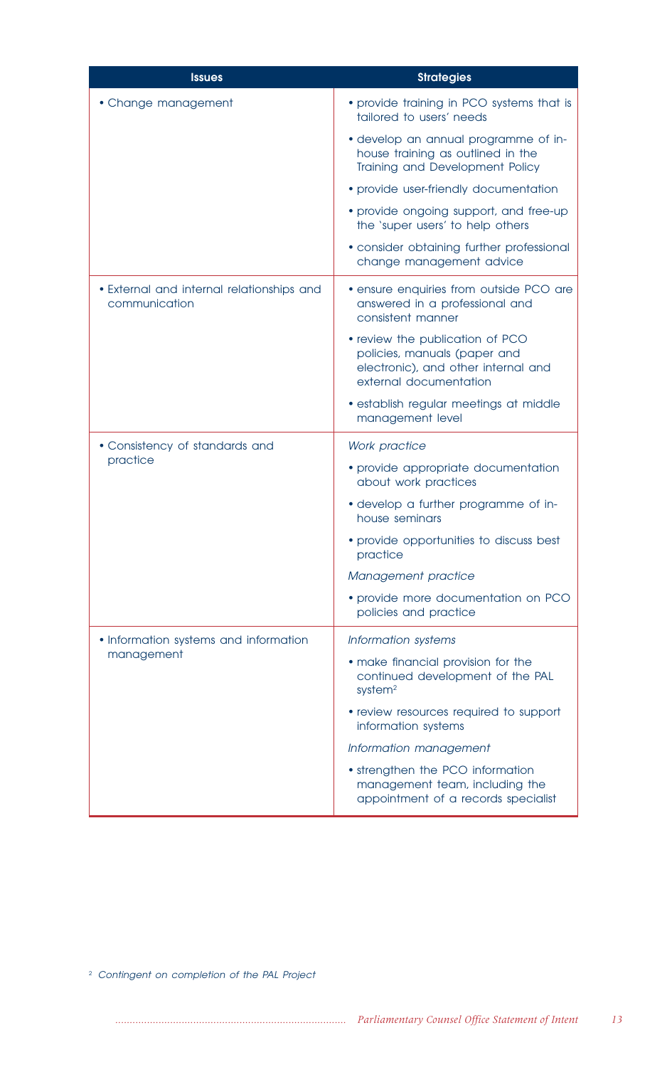| Issues | Strategies |
|---|---|
| • Change management | • provide training in PCO systems that is tailored to users' needs<br>• develop an annual programme of in-house training as outlined in the Training and Development Policy<br>• provide user-friendly documentation<br>• provide ongoing support, and free-up the 'super users' to help others<br>• consider obtaining further professional change management advice |
| • External and internal relationships and communication | • ensure enquiries from outside PCO are answered in a professional and consistent manner<br>• review the publication of PCO policies, manuals (paper and electronic), and other internal and external documentation<br>• establish regular meetings at middle management level |
| • Consistency of standards and practice | *Work practice*<br>• provide appropriate documentation about work practices<br>• develop a further programme of in-house seminars<br>• provide opportunities to discuss best practice<br>*Management practice*<br>• provide more documentation on PCO policies and practice |
| • Information systems and information management | *Information systems*<br>• make financial provision for the continued development of the PAL system[2]<br>• review resources required to support information systems<br>*Information management*<br>• strengthen the PCO information management team, including the appointment of a records specialist |

[2] *Contingent on completion of the PAL Project*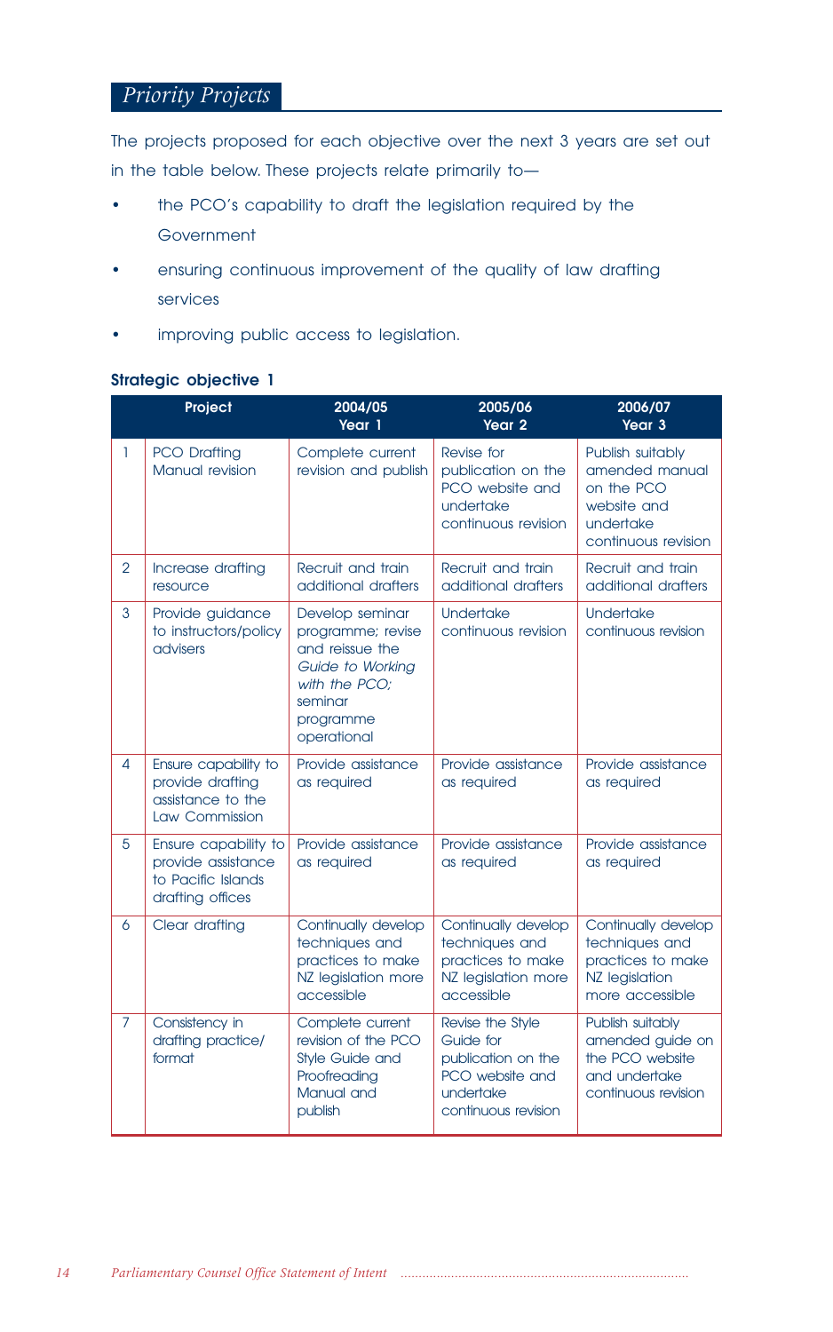## *Priority Projects*

The projects proposed for each objective over the next 3 years are set out in the table below. These projects relate primarily to—

- the PCO's capability to draft the legislation required by the Government
- ensuring continuous improvement of the quality of law drafting services
- improving public access to legislation.

**Strategic objective 1**

| | Project | 2004/05 Year 1 | 2005/06 Year 2 | 2006/07 Year 3 |
|---|---|---|---|---|
| 1 | PCO Drafting Manual revision | Complete current revision and publish | Revise for publication on the PCO website and undertake continuous revision | Publish suitably amended manual on the PCO website and undertake continuous revision |
| 2 | Increase drafting resource | Recruit and train additional drafters | Recruit and train additional drafters | Recruit and train additional drafters |
| 3 | Provide guidance to instructors/policy advisers | Develop seminar programme; revise and reissue the *Guide to Working with the PCO;* seminar programme operational | Undertake continuous revision | Undertake continuous revision |
| 4 | Ensure capability to provide drafting assistance to the Law Commission | Provide assistance as required | Provide assistance as required | Provide assistance as required |
| 5 | Ensure capability to provide assistance to Pacific Islands drafting offices | Provide assistance as required | Provide assistance as required | Provide assistance as required |
| 6 | Clear drafting | Continually develop techniques and practices to make NZ legislation more accessible | Continually develop techniques and practices to make NZ legislation more accessible | Continually develop techniques and practices to make NZ legislation more accessible |
| 7 | Consistency in drafting practice/ format | Complete current revision of the PCO Style Guide and Proofreading Manual and publish | Revise the Style Guide for publication on the PCO website and undertake continuous revision | Publish suitably amended guide on the PCO website and undertake continuous revision |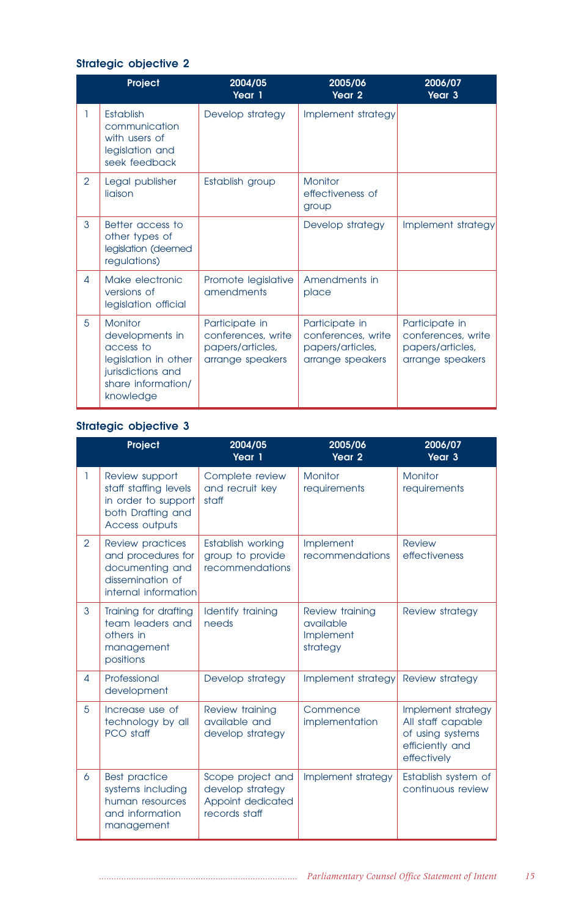### Strategic objective 2

| | Project | 2004/05 Year 1 | 2005/06 Year 2 | 2006/07 Year 3 |
|---|---|---|---|---|
| 1 | Establish communication with users of legislation and seek feedback | Develop strategy | Implement strategy | |
| 2 | Legal publisher liaison | Establish group | Monitor effectiveness of group | |
| 3 | Better access to other types of legislation (deemed regulations) | | Develop strategy | Implement strategy |
| 4 | Make electronic versions of legislation official | Promote legislative amendments | Amendments in place | |
| 5 | Monitor developments in access to legislation in other jurisdictions and share information/ knowledge | Participate in conferences, write papers/articles, arrange speakers | Participate in conferences, write papers/articles, arrange speakers | Participate in conferences, write papers/articles, arrange speakers |

### Strategic objective 3

| | Project | 2004/05 Year 1 | 2005/06 Year 2 | 2006/07 Year 3 |
|---|---|---|---|---|
| 1 | Review support staff staffing levels in order to support both Drafting and Access outputs | Complete review and recruit key staff | Monitor requirements | Monitor requirements |
| 2 | Review practices and procedures for documenting and dissemination of internal information | Establish working group to provide recommendations | Implement recommendations | Review effectiveness |
| 3 | Training for drafting team leaders and others in management positions | Identify training needs | Review training available Implement strategy | Review strategy |
| 4 | Professional development | Develop strategy | Implement strategy | Review strategy |
| 5 | Increase use of technology by all PCO staff | Review training available and develop strategy | Commence implementation | Implement strategy All staff capable of using systems efficiently and effectively |
| 6 | Best practice systems including human resources and information management | Scope project and develop strategy Appoint dedicated records staff | Implement strategy | Establish system of continuous review |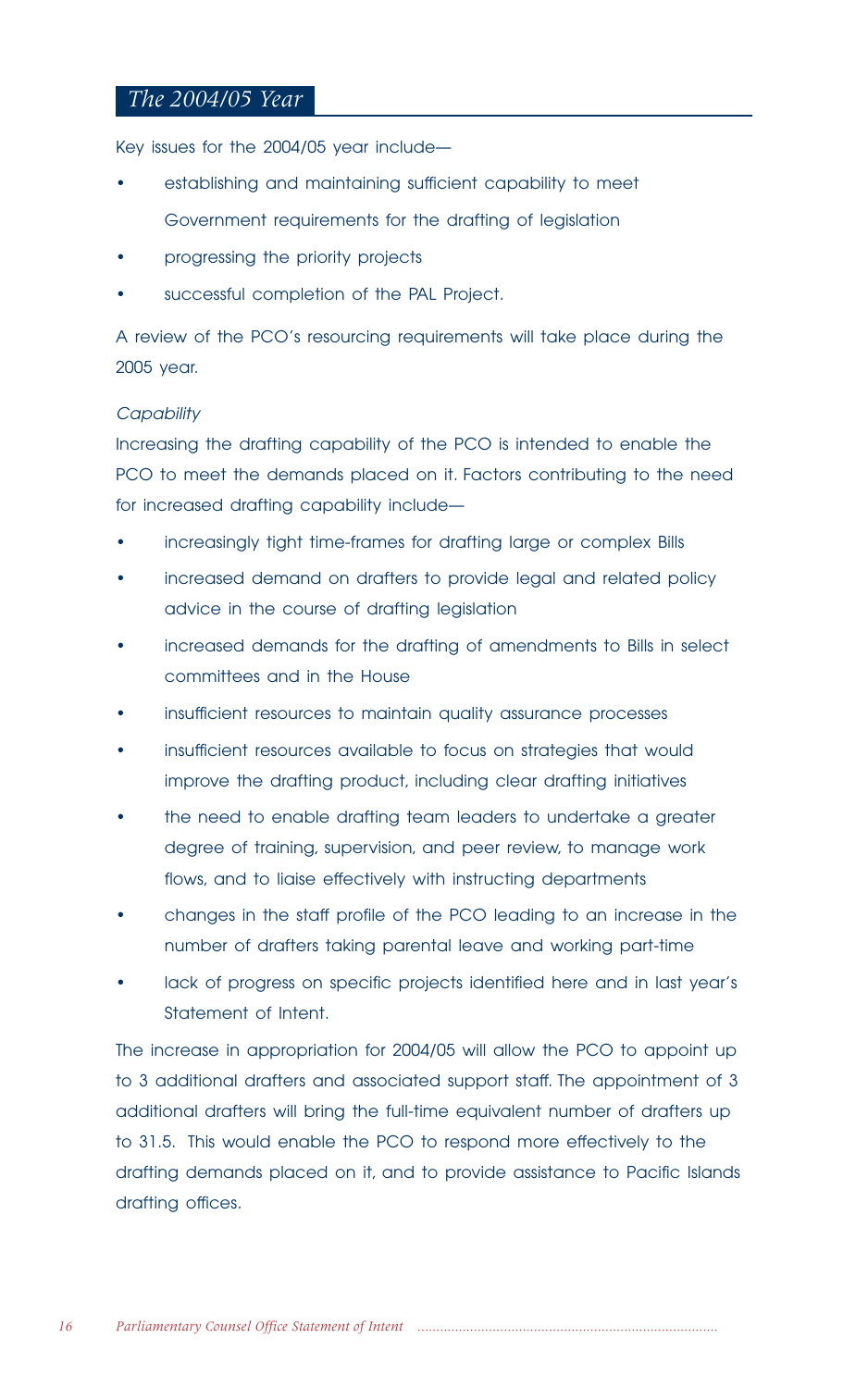## The 2004/05 Year

Key issues for the 2004/05 year include—

- establishing and maintaining sufficient capability to meet Government requirements for the drafting of legislation
- progressing the priority projects
- successful completion of the PAL Project.

A review of the PCO's resourcing requirements will take place during the 2005 year.

*Capability*

Increasing the drafting capability of the PCO is intended to enable the PCO to meet the demands placed on it. Factors contributing to the need for increased drafting capability include—

- increasingly tight time-frames for drafting large or complex Bills
- increased demand on drafters to provide legal and related policy advice in the course of drafting legislation
- increased demands for the drafting of amendments to Bills in select committees and in the House
- insufficient resources to maintain quality assurance processes
- insufficient resources available to focus on strategies that would improve the drafting product, including clear drafting initiatives
- the need to enable drafting team leaders to undertake a greater degree of training, supervision, and peer review, to manage work flows, and to liaise effectively with instructing departments
- changes in the staff profile of the PCO leading to an increase in the number of drafters taking parental leave and working part-time
- lack of progress on specific projects identified here and in last year's Statement of Intent.

The increase in appropriation for 2004/05 will allow the PCO to appoint up to 3 additional drafters and associated support staff. The appointment of 3 additional drafters will bring the full-time equivalent number of drafters up to 31.5. This would enable the PCO to respond more effectively to the drafting demands placed on it, and to provide assistance to Pacific Islands drafting offices.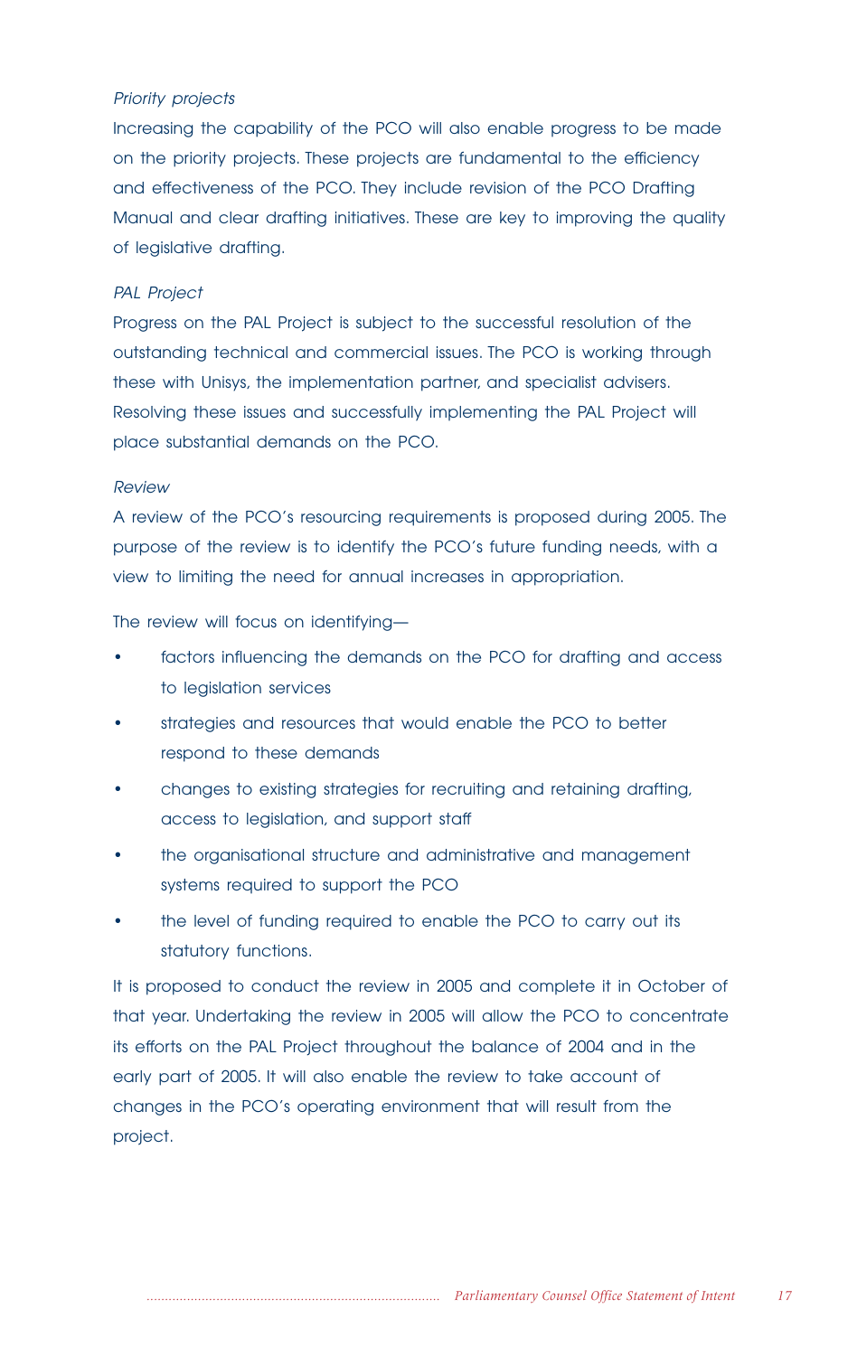*Priority projects*

Increasing the capability of the PCO will also enable progress to be made on the priority projects. These projects are fundamental to the efficiency and effectiveness of the PCO. They include revision of the PCO Drafting Manual and clear drafting initiatives. These are key to improving the quality of legislative drafting.

*PAL Project*

Progress on the PAL Project is subject to the successful resolution of the outstanding technical and commercial issues. The PCO is working through these with Unisys, the implementation partner, and specialist advisers. Resolving these issues and successfully implementing the PAL Project will place substantial demands on the PCO.

*Review*

A review of the PCO's resourcing requirements is proposed during 2005. The purpose of the review is to identify the PCO's future funding needs, with a view to limiting the need for annual increases in appropriation.

The review will focus on identifying—

- factors influencing the demands on the PCO for drafting and access to legislation services
- strategies and resources that would enable the PCO to better respond to these demands
- changes to existing strategies for recruiting and retaining drafting, access to legislation, and support staff
- the organisational structure and administrative and management systems required to support the PCO
- the level of funding required to enable the PCO to carry out its statutory functions.

It is proposed to conduct the review in 2005 and complete it in October of that year. Undertaking the review in 2005 will allow the PCO to concentrate its efforts on the PAL Project throughout the balance of 2004 and in the early part of 2005. It will also enable the review to take account of changes in the PCO's operating environment that will result from the project.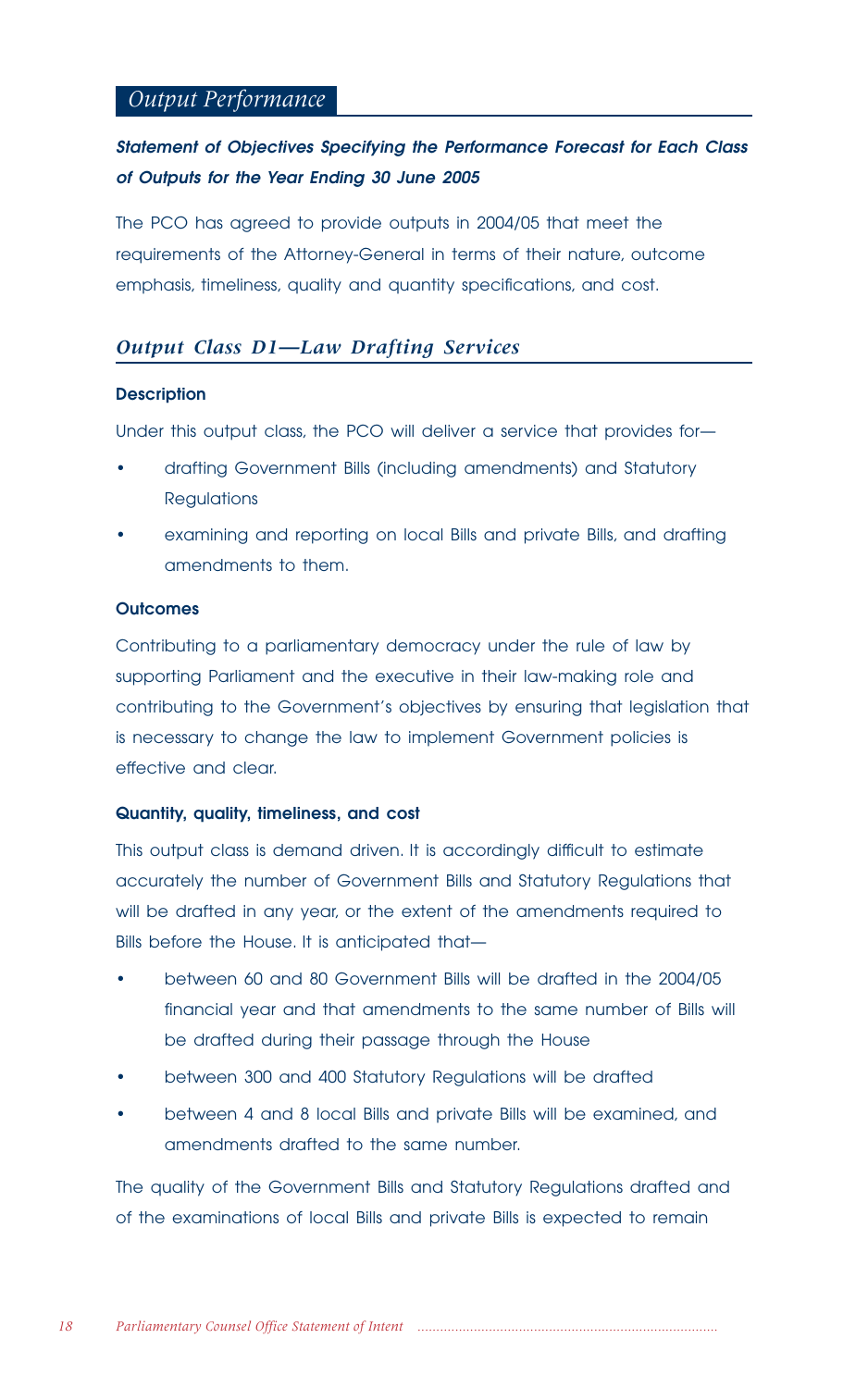## *Output Performance*

***Statement of Objectives Specifying the Performance Forecast for Each Class of Outputs for the Year Ending 30 June 2005***

The PCO has agreed to provide outputs in 2004/05 that meet the requirements of the Attorney-General in terms of their nature, outcome emphasis, timeliness, quality and quantity specifications, and cost.

## *Output Class D1—Law Drafting Services*

**Description**

Under this output class, the PCO will deliver a service that provides for—

- drafting Government Bills (including amendments) and Statutory Regulations
- examining and reporting on local Bills and private Bills, and drafting amendments to them.

**Outcomes**

Contributing to a parliamentary democracy under the rule of law by supporting Parliament and the executive in their law-making role and contributing to the Government's objectives by ensuring that legislation that is necessary to change the law to implement Government policies is effective and clear.

**Quantity, quality, timeliness, and cost**

This output class is demand driven. It is accordingly difficult to estimate accurately the number of Government Bills and Statutory Regulations that will be drafted in any year, or the extent of the amendments required to Bills before the House. It is anticipated that—

- between 60 and 80 Government Bills will be drafted in the 2004/05 financial year and that amendments to the same number of Bills will be drafted during their passage through the House
- between 300 and 400 Statutory Regulations will be drafted
- between 4 and 8 local Bills and private Bills will be examined, and amendments drafted to the same number.

The quality of the Government Bills and Statutory Regulations drafted and of the examinations of local Bills and private Bills is expected to remain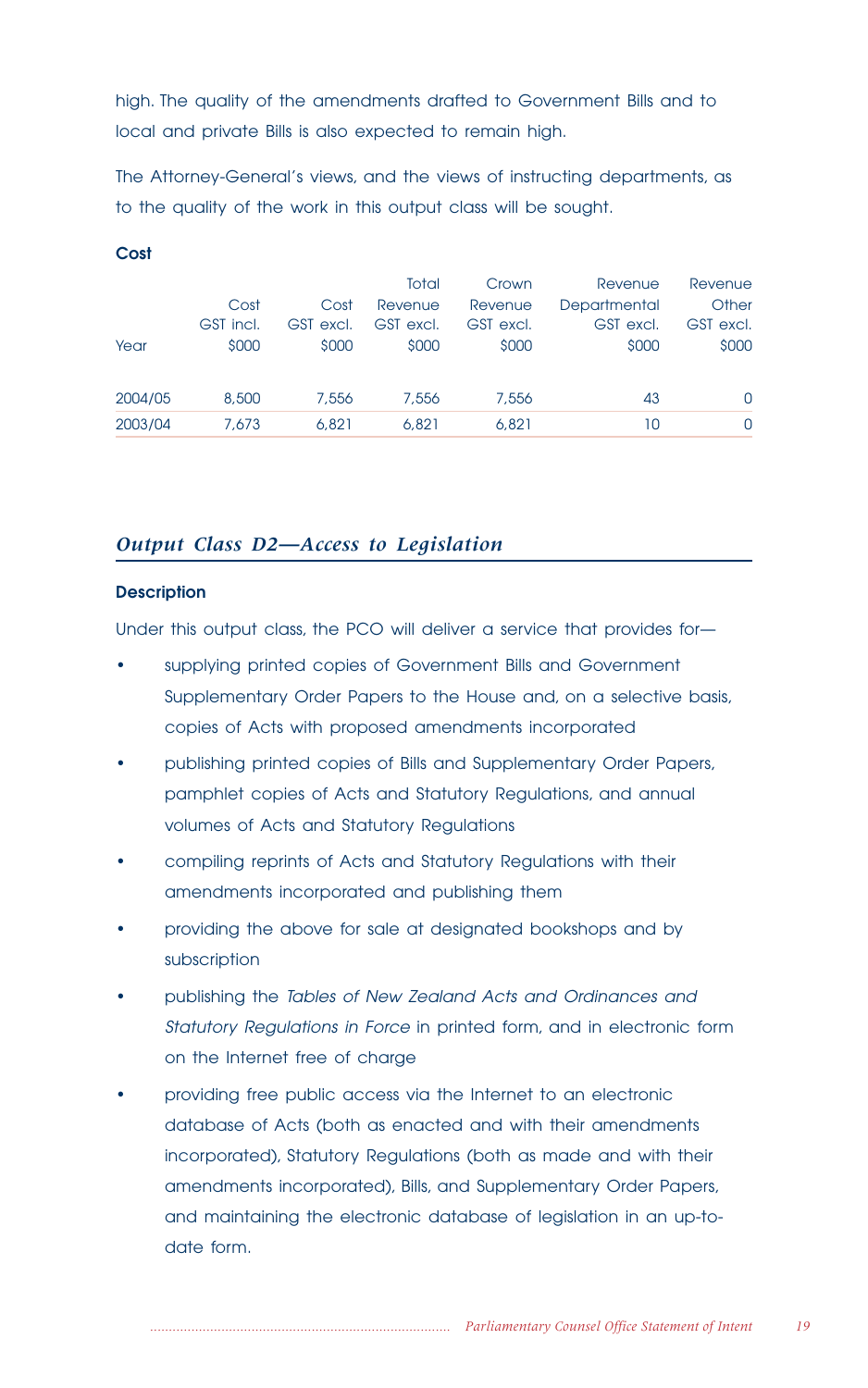high. The quality of the amendments drafted to Government Bills and to local and private Bills is also expected to remain high.

The Attorney-General's views, and the views of instructing departments, as to the quality of the work in this output class will be sought.

**Cost**

| Year | Cost GST incl. $000 | Cost GST excl. $000 | Total Revenue GST excl. $000 | Crown Revenue GST excl. $000 | Revenue Departmental GST excl. $000 | Revenue Other GST excl. $000 |
|---|---|---|---|---|---|---|
| 2004/05 | 8,500 | 7,556 | 7,556 | 7,556 | 43 | 0 |
| 2003/04 | 7,673 | 6,821 | 6,821 | 6,821 | 10 | 0 |

## *Output Class D2—Access to Legislation*

**Description**

Under this output class, the PCO will deliver a service that provides for—

- supplying printed copies of Government Bills and Government Supplementary Order Papers to the House and, on a selective basis, copies of Acts with proposed amendments incorporated
- publishing printed copies of Bills and Supplementary Order Papers, pamphlet copies of Acts and Statutory Regulations, and annual volumes of Acts and Statutory Regulations
- compiling reprints of Acts and Statutory Regulations with their amendments incorporated and publishing them
- providing the above for sale at designated bookshops and by subscription
- publishing the *Tables of New Zealand Acts and Ordinances and Statutory Regulations in Force* in printed form, and in electronic form on the Internet free of charge
- providing free public access via the Internet to an electronic database of Acts (both as enacted and with their amendments incorporated), Statutory Regulations (both as made and with their amendments incorporated), Bills, and Supplementary Order Papers, and maintaining the electronic database of legislation in an up-to-date form.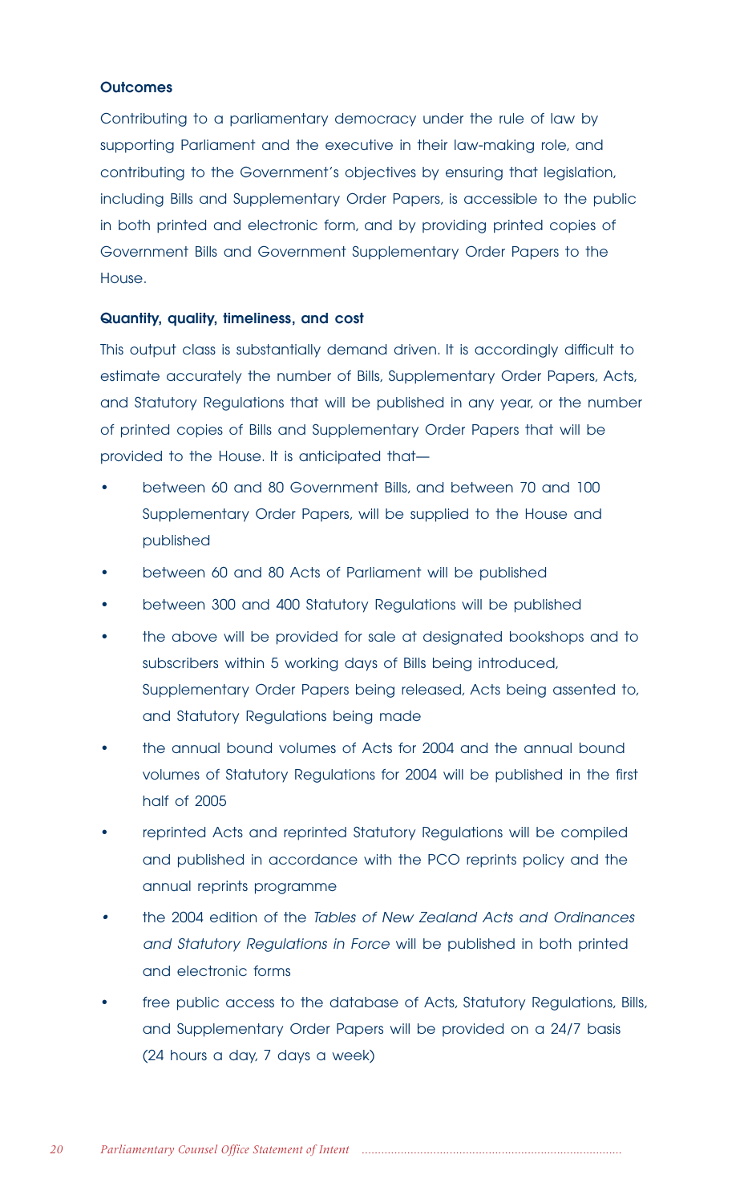**Outcomes**

Contributing to a parliamentary democracy under the rule of law by supporting Parliament and the executive in their law-making role, and contributing to the Government's objectives by ensuring that legislation, including Bills and Supplementary Order Papers, is accessible to the public in both printed and electronic form, and by providing printed copies of Government Bills and Government Supplementary Order Papers to the House.

**Quantity, quality, timeliness, and cost**

This output class is substantially demand driven. It is accordingly difficult to estimate accurately the number of Bills, Supplementary Order Papers, Acts, and Statutory Regulations that will be published in any year, or the number of printed copies of Bills and Supplementary Order Papers that will be provided to the House. It is anticipated that—

- between 60 and 80 Government Bills, and between 70 and 100 Supplementary Order Papers, will be supplied to the House and published
- between 60 and 80 Acts of Parliament will be published
- between 300 and 400 Statutory Regulations will be published
- the above will be provided for sale at designated bookshops and to subscribers within 5 working days of Bills being introduced, Supplementary Order Papers being released, Acts being assented to, and Statutory Regulations being made
- the annual bound volumes of Acts for 2004 and the annual bound volumes of Statutory Regulations for 2004 will be published in the first half of 2005
- reprinted Acts and reprinted Statutory Regulations will be compiled and published in accordance with the PCO reprints policy and the annual reprints programme
- the 2004 edition of the *Tables of New Zealand Acts and Ordinances and Statutory Regulations in Force* will be published in both printed and electronic forms
- free public access to the database of Acts, Statutory Regulations, Bills, and Supplementary Order Papers will be provided on a 24/7 basis (24 hours a day, 7 days a week)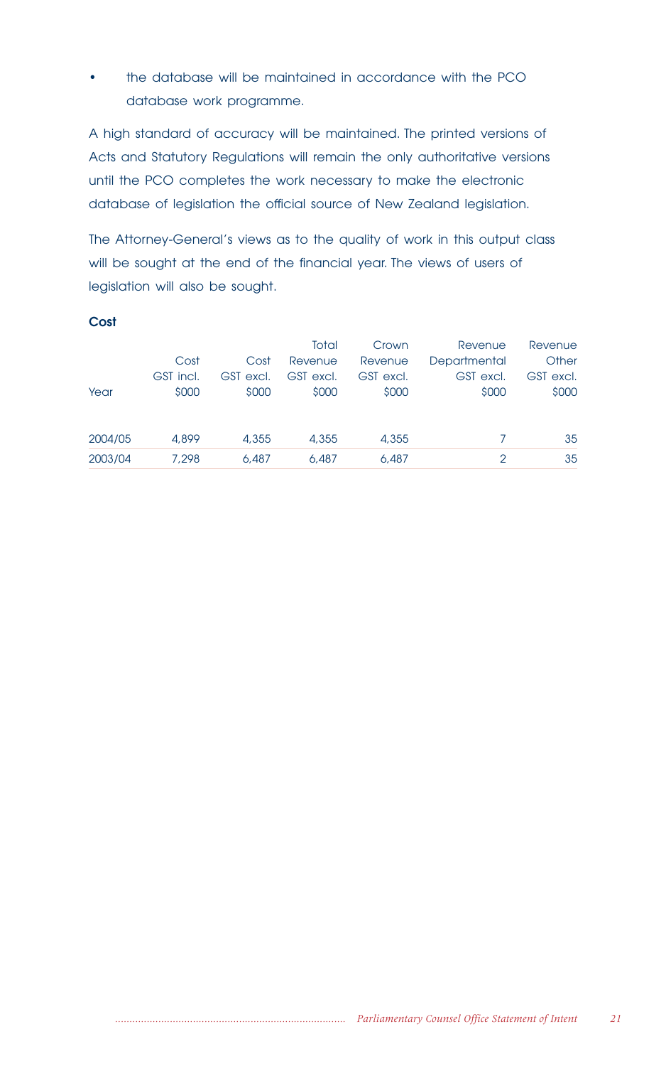- the database will be maintained in accordance with the PCO database work programme.

A high standard of accuracy will be maintained. The printed versions of Acts and Statutory Regulations will remain the only authoritative versions until the PCO completes the work necessary to make the electronic database of legislation the official source of New Zealand legislation.

The Attorney-General's views as to the quality of work in this output class will be sought at the end of the financial year. The views of users of legislation will also be sought.

**Cost**

| Year | Cost GST incl. $000 | Cost GST excl. $000 | Total Revenue GST excl. $000 | Crown Revenue GST excl. $000 | Revenue Departmental GST excl. $000 | Revenue Other GST excl. $000 |
|---|---|---|---|---|---|---|
| 2004/05 | 4,899 | 4,355 | 4,355 | 4,355 | 7 | 35 |
| 2003/04 | 7,298 | 6,487 | 6,487 | 6,487 | 2 | 35 |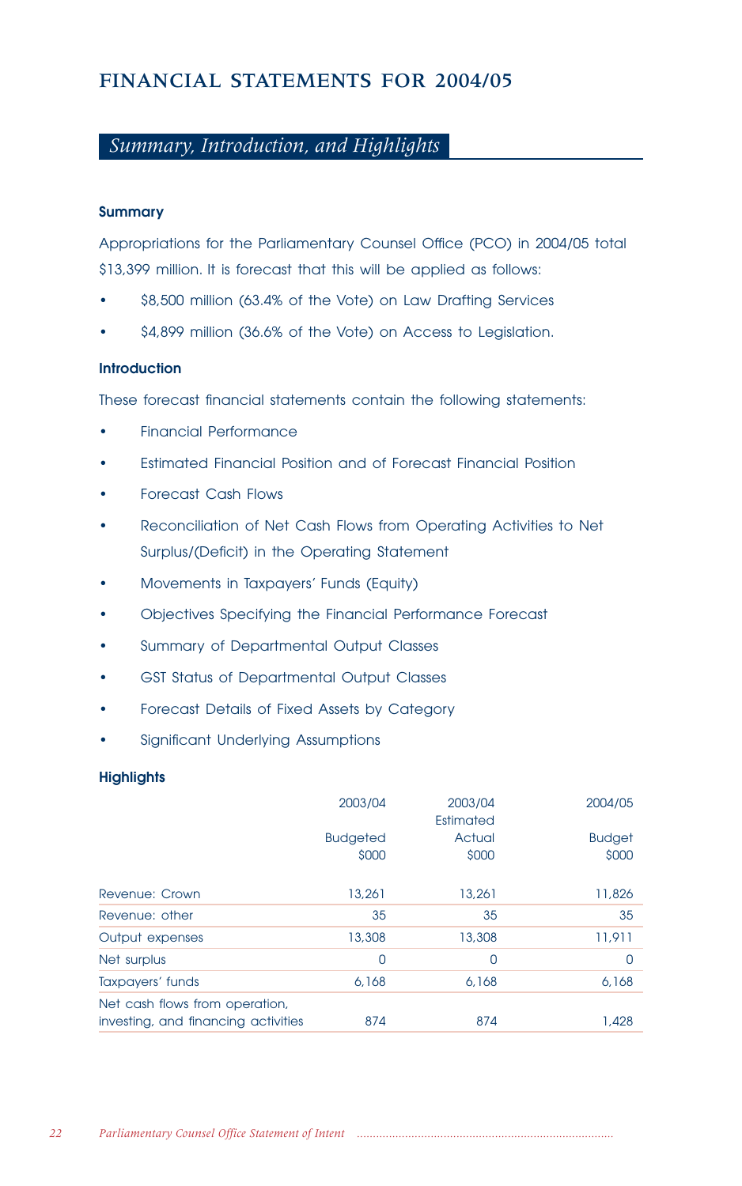# FINANCIAL STATEMENTS FOR 2004/05

## *Summary, Introduction, and Highlights*

### Summary

Appropriations for the Parliamentary Counsel Office (PCO) in 2004/05 total $13,399 million. It is forecast that this will be applied as follows:

- $8,500 million (63.4% of the Vote) on Law Drafting Services
- $4,899 million (36.6% of the Vote) on Access to Legislation.

### Introduction

These forecast financial statements contain the following statements:

- Financial Performance
- Estimated Financial Position and of Forecast Financial Position
- Forecast Cash Flows
- Reconciliation of Net Cash Flows from Operating Activities to Net Surplus/(Deficit) in the Operating Statement
- Movements in Taxpayers' Funds (Equity)
- Objectives Specifying the Financial Performance Forecast
- Summary of Departmental Output Classes
- GST Status of Departmental Output Classes
- Forecast Details of Fixed Assets by Category
- Significant Underlying Assumptions

### Highlights

| | 2003/04 Budgeted $000 | 2003/04 Estimated Actual $000 | 2004/05 Budget $000 |
|---|---|---|---|
| Revenue: Crown | 13,261 | 13,261 | 11,826 |
| Revenue: other | 35 | 35 | 35 |
| Output expenses | 13,308 | 13,308 | 11,911 |
| Net surplus | 0 | 0 | 0 |
| Taxpayers' funds | 6,168 | 6,168 | 6,168 |
| Net cash flows from operation, investing, and financing activities | 874 | 874 | 1,428 |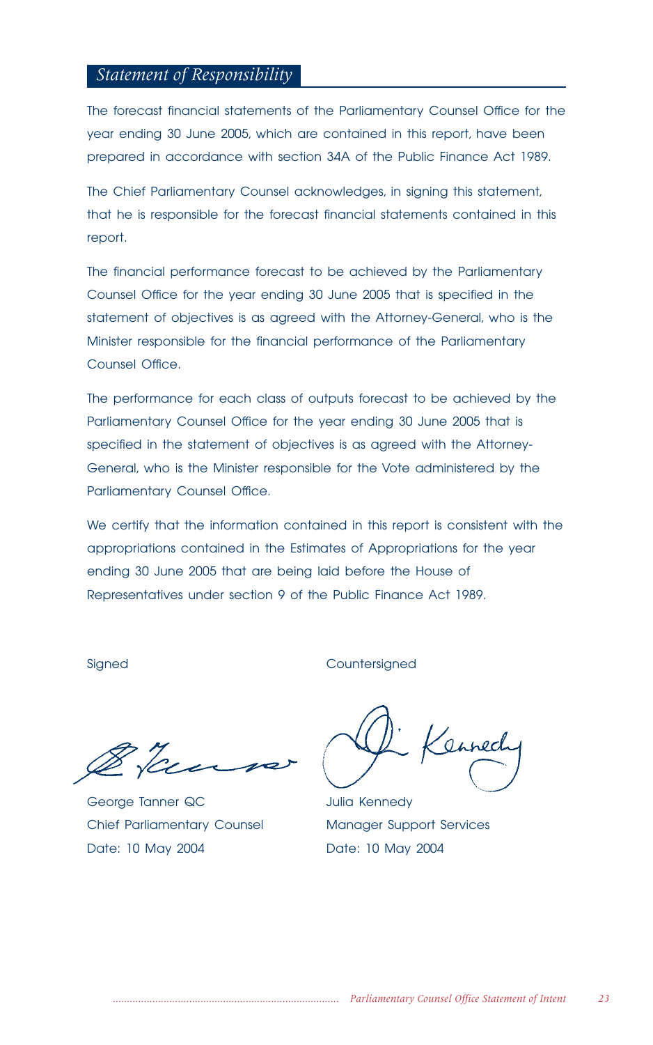## *Statement of Responsibility*

The forecast financial statements of the Parliamentary Counsel Office for the year ending 30 June 2005, which are contained in this report, have been prepared in accordance with section 34A of the Public Finance Act 1989.

The Chief Parliamentary Counsel acknowledges, in signing this statement, that he is responsible for the forecast financial statements contained in this report.

The financial performance forecast to be achieved by the Parliamentary Counsel Office for the year ending 30 June 2005 that is specified in the statement of objectives is as agreed with the Attorney-General, who is the Minister responsible for the financial performance of the Parliamentary Counsel Office.

The performance for each class of outputs forecast to be achieved by the Parliamentary Counsel Office for the year ending 30 June 2005 that is specified in the statement of objectives is as agreed with the Attorney-General, who is the Minister responsible for the Vote administered by the Parliamentary Counsel Office.

We certify that the information contained in this report is consistent with the appropriations contained in the Estimates of Appropriations for the year ending 30 June 2005 that are being laid before the House of Representatives under section 9 of the Public Finance Act 1989.

Signed

George Tanner QC
Chief Parliamentary Counsel
Date: 10 May 2004

Countersigned

Julia Kennedy
Manager Support Services
Date: 10 May 2004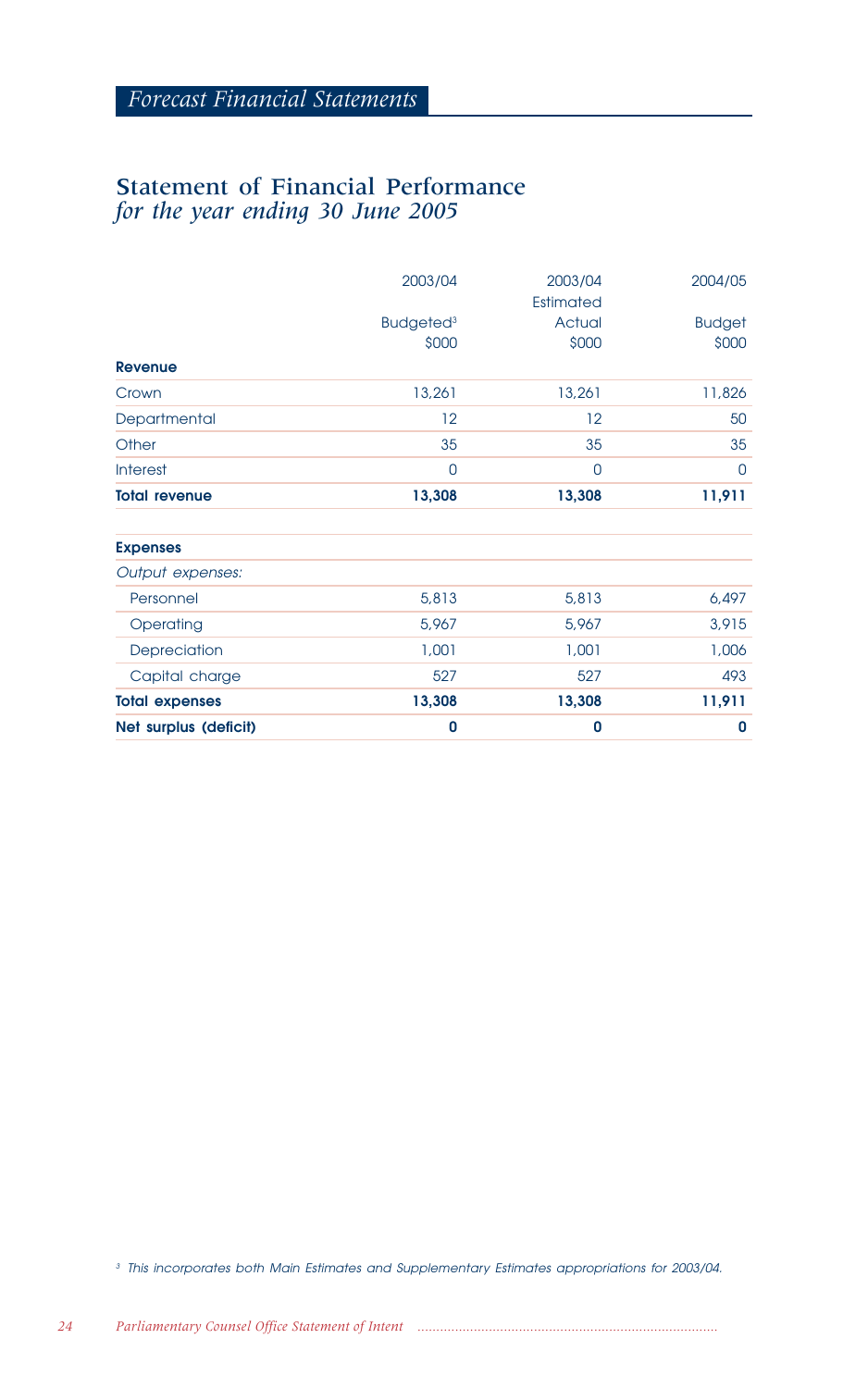## Forecast Financial Statements

## Statement of Financial Performance
*for the year ending 30 June 2005*

| | 2003/04 Budgeted[3] $000 | 2003/04 Estimated Actual $000 | 2004/05 Budget $000 |
|---|---|---|---|
| **Revenue** | | | |
| Crown | 13,261 | 13,261 | 11,826 |
| Departmental | 12 | 12 | 50 |
| Other | 35 | 35 | 35 |
| Interest | 0 | 0 | 0 |
| **Total revenue** | **13,308** | **13,308** | **11,911** |
| | | | |
| **Expenses** | | | |
| *Output expenses:* | | | |
| Personnel | 5,813 | 5,813 | 6,497 |
| Operating | 5,967 | 5,967 | 3,915 |
| Depreciation | 1,001 | 1,001 | 1,006 |
| Capital charge | 527 | 527 | 493 |
| **Total expenses** | **13,308** | **13,308** | **11,911** |
| **Net surplus (deficit)** | **0** | **0** | **0** |

[3] *This incorporates both Main Estimates and Supplementary Estimates appropriations for 2003/04.*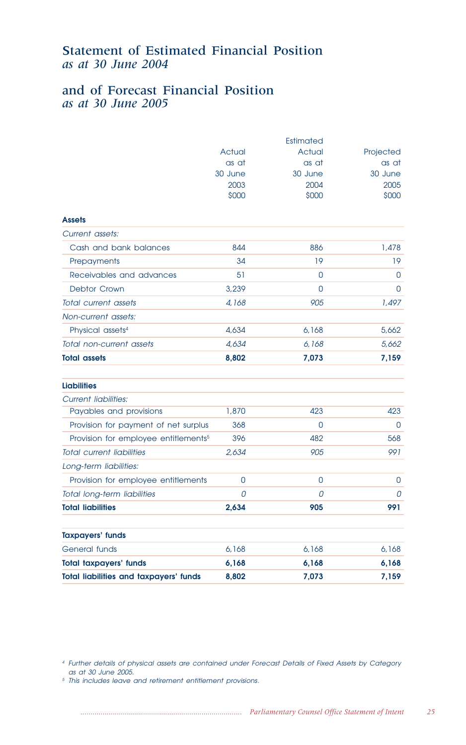# Statement of Estimated Financial Position
*as at 30 June 2004*

# and of Forecast Financial Position
*as at 30 June 2005*

| | Actual as at 30 June 2003 $000 | Estimated Actual as at 30 June 2004 $000 | Projected as at 30 June 2005 $000 |
|---|---|---|---|
| **Assets** | | | |
| *Current assets:* | | | |
| Cash and bank balances | 844 | 886 | 1,478 |
| Prepayments | 34 | 19 | 19 |
| Receivables and advances | 51 | 0 | 0 |
| Debtor Crown | 3,239 | 0 | 0 |
| *Total current assets* | *4,168* | *905* | *1,497* |
| *Non-current assets:* | | | |
| Physical assets[4] | 4,634 | 6,168 | 5,662 |
| *Total non-current assets* | *4,634* | *6,168* | *5,662* |
| **Total assets** | **8,802** | **7,073** | **7,159** |
| **Liabilities** | | | |
| *Current liabilities:* | | | |
| Payables and provisions | 1,870 | 423 | 423 |
| Provision for payment of net surplus | 368 | 0 | 0 |
| Provision for employee entitlements[5] | 396 | 482 | 568 |
| *Total current liabilities* | *2,634* | *905* | *991* |
| *Long-term liabilities:* | | | |
| Provision for employee entitlements | 0 | 0 | 0 |
| *Total long-term liabilities* | *0* | *0* | *0* |
| **Total liabilities** | **2,634** | **905** | **991** |
| **Taxpayers' funds** | | | |
| General funds | 6,168 | 6,168 | 6,168 |
| **Total taxpayers' funds** | **6,168** | **6,168** | **6,168** |
| **Total liabilities and taxpayers' funds** | **8,802** | **7,073** | **7,159** |

[4] *Further details of physical assets are contained under Forecast Details of Fixed Assets by Category as at 30 June 2005.*

[5] *This includes leave and retirement entitlement provisions.*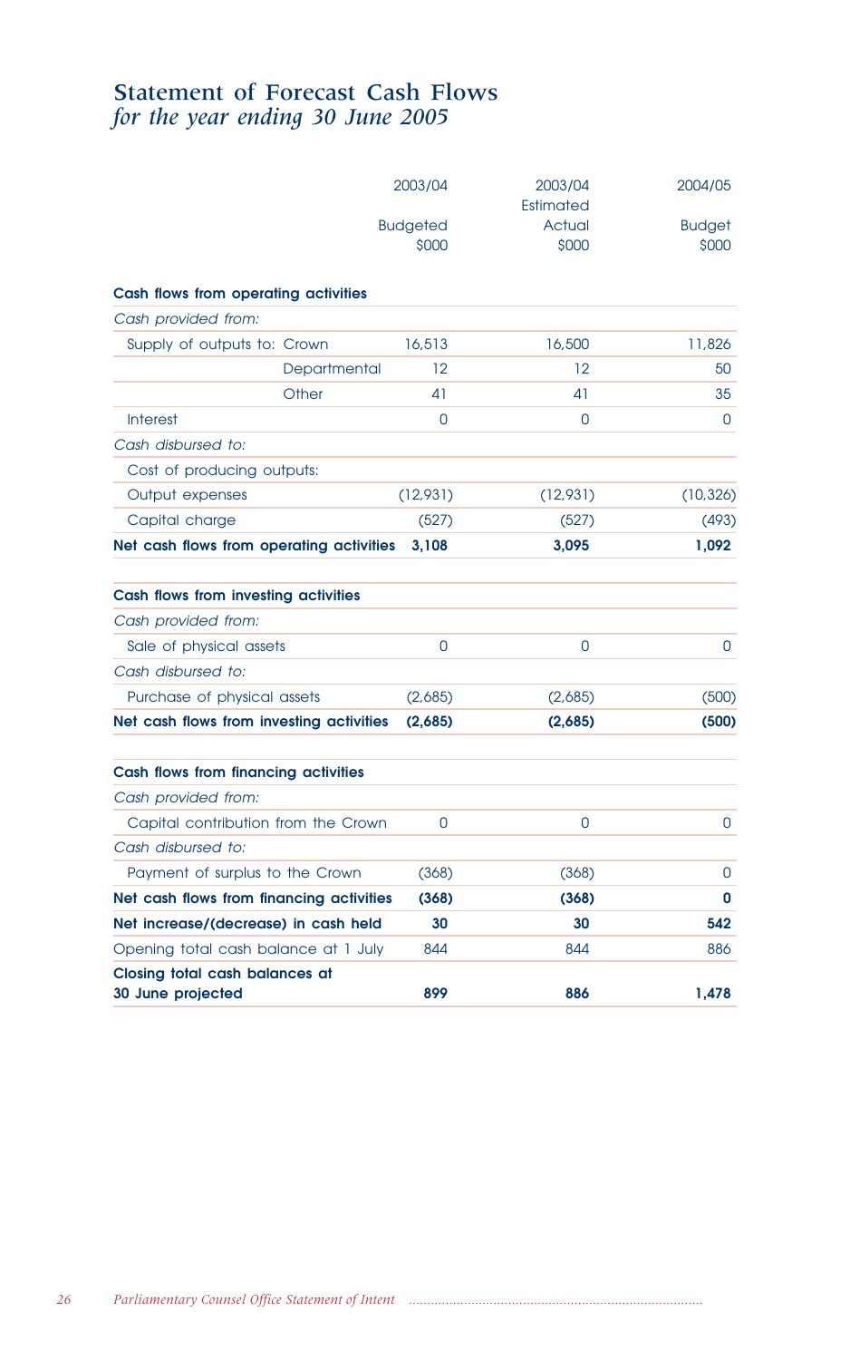# Statement of Forecast Cash Flows

*for the year ending 30 June 2005*

| | 2003/04 Budgeted $000 | 2003/04 Estimated Actual $000 | 2004/05 Budget $000 |
|---|---|---|---|
| **Cash flows from operating activities** | | | |
| *Cash provided from:* | | | |
| Supply of outputs to: Crown | 16,513 | 16,500 | 11,826 |
| Departmental | 12 | 12 | 50 |
| Other | 41 | 41 | 35 |
| Interest | 0 | 0 | 0 |
| *Cash disbursed to:* | | | |
| Cost of producing outputs: | | | |
| Output expenses | (12,931) | (12,931) | (10,326) |
| Capital charge | (527) | (527) | (493) |
| **Net cash flows from operating activities** | **3,108** | **3,095** | **1,092** |
| **Cash flows from investing activities** | | | |
| *Cash provided from:* | | | |
| Sale of physical assets | 0 | 0 | 0 |
| *Cash disbursed to:* | | | |
| Purchase of physical assets | (2,685) | (2,685) | (500) |
| **Net cash flows from investing activities** | **(2,685)** | **(2,685)** | **(500)** |
| **Cash flows from financing activities** | | | |
| *Cash provided from:* | | | |
| Capital contribution from the Crown | 0 | 0 | 0 |
| *Cash disbursed to:* | | | |
| Payment of surplus to the Crown | (368) | (368) | 0 |
| **Net cash flows from financing activities** | **(368)** | **(368)** | **0** |
| **Net increase/(decrease) in cash held** | **30** | **30** | **542** |
| Opening total cash balance at 1 July | 844 | 844 | 886 |
| **Closing total cash balances at 30 June projected** | **899** | **886** | **1,478** |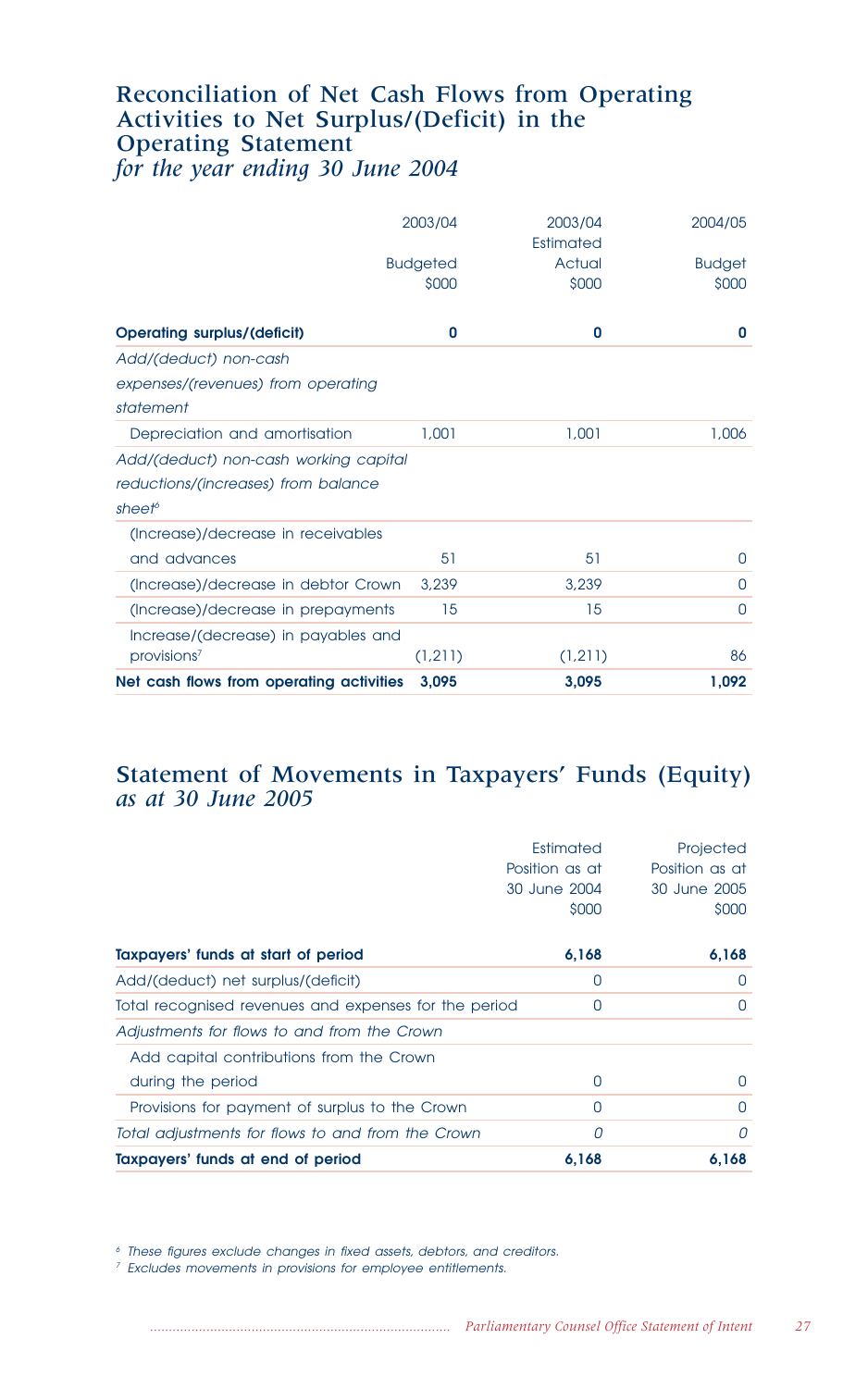## Reconciliation of Net Cash Flows from Operating Activities to Net Surplus/(Deficit) in the Operating Statement

*for the year ending 30 June 2004*

| | 2003/04<br><br>Budgeted<br>$000 | 2003/04<br>Estimated<br>Actual<br>$000 | 2004/05<br><br>Budget<br>$000 |
|---|---|---|---|
| **Operating surplus/(deficit)** | **0** | **0** | **0** |
| *Add/(deduct) non-cash expenses/(revenues) from operating statement* | | | |
| Depreciation and amortisation | 1,001 | 1,001 | 1,006 |
| *Add/(deduct) non-cash working capital reductions/(increases) from balance sheet*[6] | | | |
| (Increase)/decrease in receivables and advances | 51 | 51 | 0 |
| (Increase)/decrease in debtor Crown | 3,239 | 3,239 | 0 |
| (Increase)/decrease in prepayments | 15 | 15 | 0 |
| Increase/(decrease) in payables and provisions[7] | (1,211) | (1,211) | 86 |
| **Net cash flows from operating activities** | **3,095** | **3,095** | **1,092** |

## Statement of Movements in Taxpayers' Funds (Equity)

*as at 30 June 2005*

| | Estimated Position as at 30 June 2004<br>$000 | Projected Position as at 30 June 2005<br>$000 |
|---|---|---|
| **Taxpayers' funds at start of period** | **6,168** | **6,168** |
| Add/(deduct) net surplus/(deficit) | 0 | 0 |
| Total recognised revenues and expenses for the period | 0 | 0 |
| *Adjustments for flows to and from the Crown* | | |
| Add capital contributions from the Crown during the period | 0 | 0 |
| Provisions for payment of surplus to the Crown | 0 | 0 |
| *Total adjustments for flows to and from the Crown* | *0* | *0* |
| **Taxpayers' funds at end of period** | **6,168** | **6,168** |

*[6] These figures exclude changes in fixed assets, debtors, and creditors.*

*[7] Excludes movements in provisions for employee entitlements.*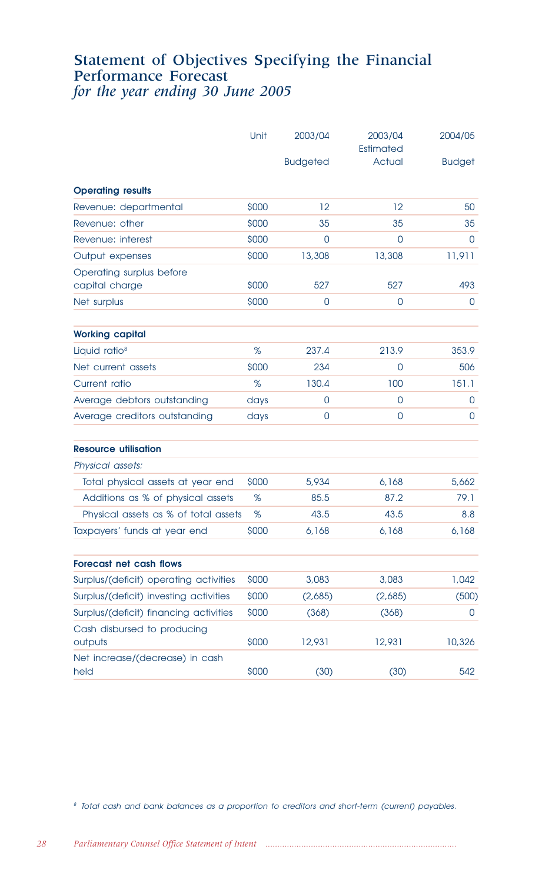# Statement of Objectives Specifying the Financial Performance Forecast

*for the year ending 30 June 2005*

| | Unit | 2003/04 Budgeted | 2003/04 Estimated Actual | 2004/05 Budget |
|---|---|---|---|---|
| **Operating results** | | | | |
| Revenue: departmental | $000 | 12 | 12 | 50 |
| Revenue: other | $000 | 35 | 35 | 35 |
| Revenue: interest | $000 | 0 | 0 | 0 |
| Output expenses | $000 | 13,308 | 13,308 | 11,911 |
| Operating surplus before capital charge | $000 | 527 | 527 | 493 |
| Net surplus | $000 | 0 | 0 | 0 |
| **Working capital** | | | | |
| Liquid ratio[8] | % | 237.4 | 213.9 | 353.9 |
| Net current assets | $000 | 234 | 0 | 506 |
| Current ratio | % | 130.4 | 100 | 151.1 |
| Average debtors outstanding | days | 0 | 0 | 0 |
| Average creditors outstanding | days | 0 | 0 | 0 |
| **Resource utilisation** | | | | |
| *Physical assets:* | | | | |
| Total physical assets at year end | $000 | 5,934 | 6,168 | 5,662 |
| Additions as % of physical assets | % | 85.5 | 87.2 | 79.1 |
| Physical assets as % of total assets | % | 43.5 | 43.5 | 8.8 |
| Taxpayers' funds at year end | $000 | 6,168 | 6,168 | 6,168 |
| **Forecast net cash flows** | | | | |
| Surplus/(deficit) operating activities | $000 | 3,083 | 3,083 | 1,042 |
| Surplus/(deficit) investing activities | $000 | (2,685) | (2,685) | (500) |
| Surplus/(deficit) financing activities | $000 | (368) | (368) | 0 |
| Cash disbursed to producing outputs | $000 | 12,931 | 12,931 | 10,326 |
| Net increase/(decrease) in cash held | $000 | (30) | (30) | 542 |

[8] *Total cash and bank balances as a proportion to creditors and short-term (current) payables.*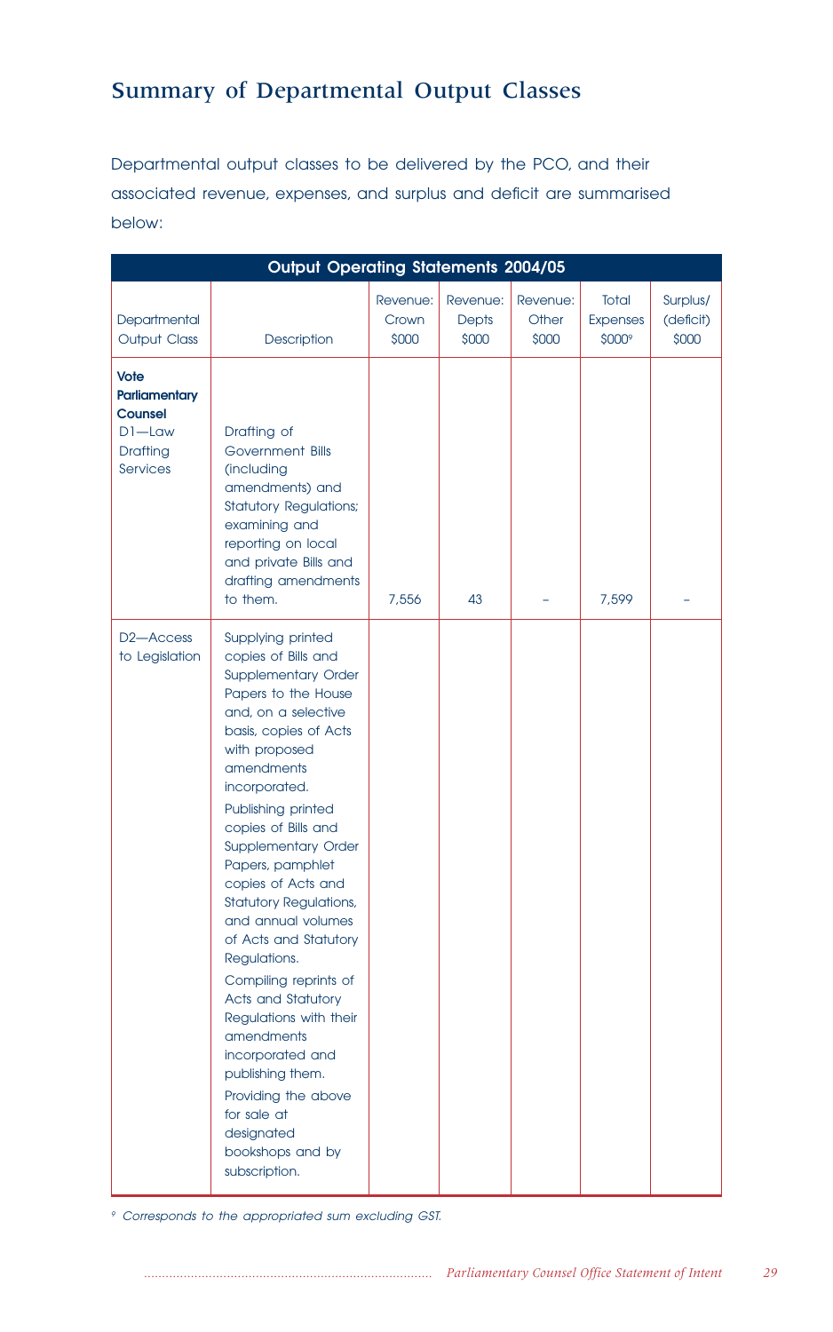## Summary of Departmental Output Classes

Departmental output classes to be delivered by the PCO, and their associated revenue, expenses, and surplus and deficit are summarised below:

| Output Operating Statements 2004/05 | | | | | | |
|---|---|---|---|---|---|---|
| Departmental Output Class | Description | Revenue: Crown $000 | Revenue: Depts $000 | Revenue: Other $000 | Total Expenses $000[9] | Surplus/ (deficit) $000 |
| **Vote Parliamentary Counsel** D1—Law Drafting Services | Drafting of Government Bills (including amendments) and Statutory Regulations; examining and reporting on local and private Bills and drafting amendments to them. | 7,556 | 43 | – | 7,599 | – |
| D2—Access to Legislation | Supplying printed copies of Bills and Supplementary Order Papers to the House and, on a selective basis, copies of Acts with proposed amendments incorporated. Publishing printed copies of Bills and Supplementary Order Papers, pamphlet copies of Acts and Statutory Regulations, and annual volumes of Acts and Statutory Regulations. Compiling reprints of Acts and Statutory Regulations with their amendments incorporated and publishing them. Providing the above for sale at designated bookshops and by subscription. | | | | | |

*[9] Corresponds to the appropriated sum excluding GST.*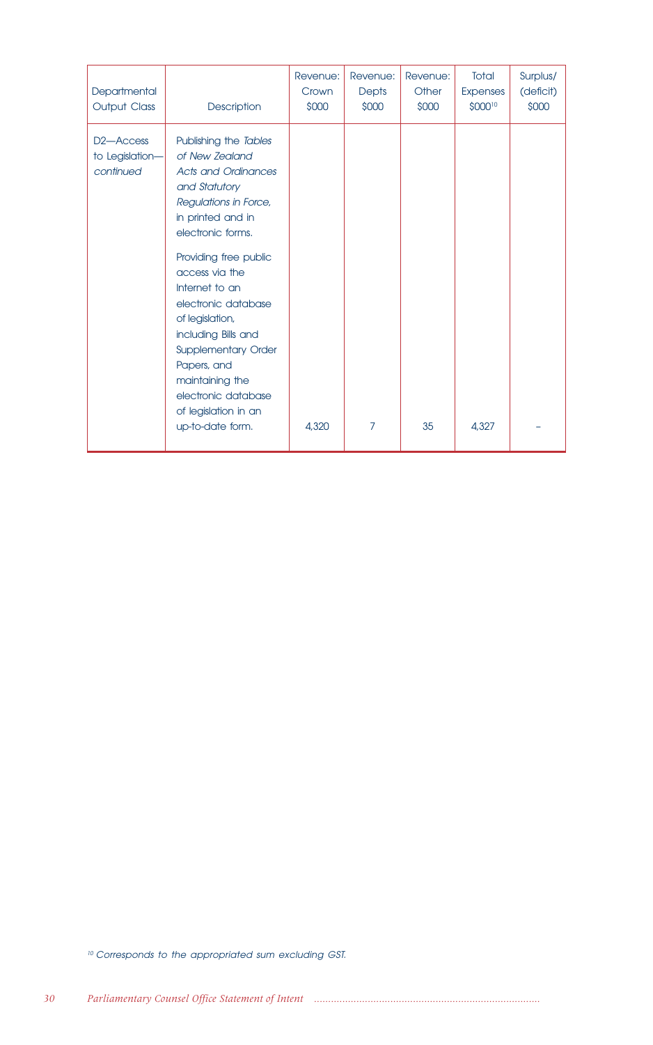| Departmental Output Class | Description | Revenue: Crown $000 | Revenue: Depts $000 | Revenue: Other $000 | Total Expenses $000[10] | Surplus/ (deficit) $000 |
|---|---|---|---|---|---|---|
| D2—Access to Legislation—*continued* | Publishing the *Tables of New Zealand Acts and Ordinances and Statutory Regulations in Force*, in printed and in electronic forms.<br><br>Providing free public access via the Internet to an electronic database of legislation, including Bills and Supplementary Order Papers, and maintaining the electronic database of legislation in an up-to-date form. | 4,320 | 7 | 35 | 4,327 | – |

[10] *Corresponds to the appropriated sum excluding GST.*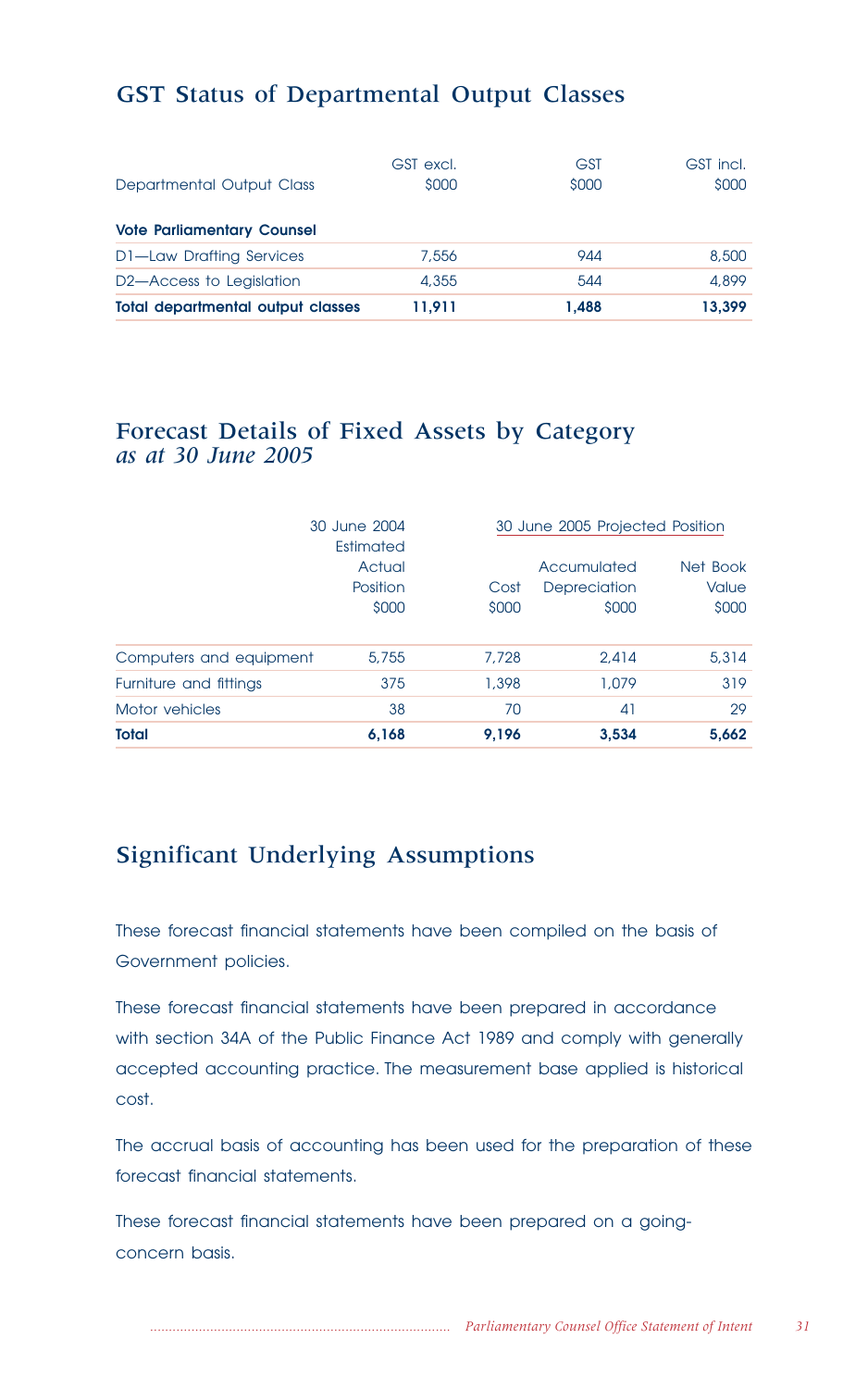## GST Status of Departmental Output Classes

| Departmental Output Class | GST excl. $000 | GST $000 | GST incl. $000 |
|---|---|---|---|
| **Vote Parliamentary Counsel** | | | |
| D1—Law Drafting Services | 7,556 | 944 | 8,500 |
| D2—Access to Legislation | 4,355 | 544 | 4,899 |
| **Total departmental output classes** | **11,911** | **1,488** | **13,399** |

## Forecast Details of Fixed Assets by Category *as at 30 June 2005*

| | 30 June 2004 | 30 June 2005 Projected Position | | |
|---|---|---|---|---|
| | Estimated Actual Position $000 | Cost $000 | Accumulated Depreciation $000 | Net Book Value $000 |
| Computers and equipment | 5,755 | 7,728 | 2,414 | 5,314 |
| Furniture and fittings | 375 | 1,398 | 1,079 | 319 |
| Motor vehicles | 38 | 70 | 41 | 29 |
| **Total** | **6,168** | **9,196** | **3,534** | **5,662** |

## Significant Underlying Assumptions

These forecast financial statements have been compiled on the basis of Government policies.

These forecast financial statements have been prepared in accordance with section 34A of the Public Finance Act 1989 and comply with generally accepted accounting practice. The measurement base applied is historical cost.

The accrual basis of accounting has been used for the preparation of these forecast financial statements.

These forecast financial statements have been prepared on a going-concern basis.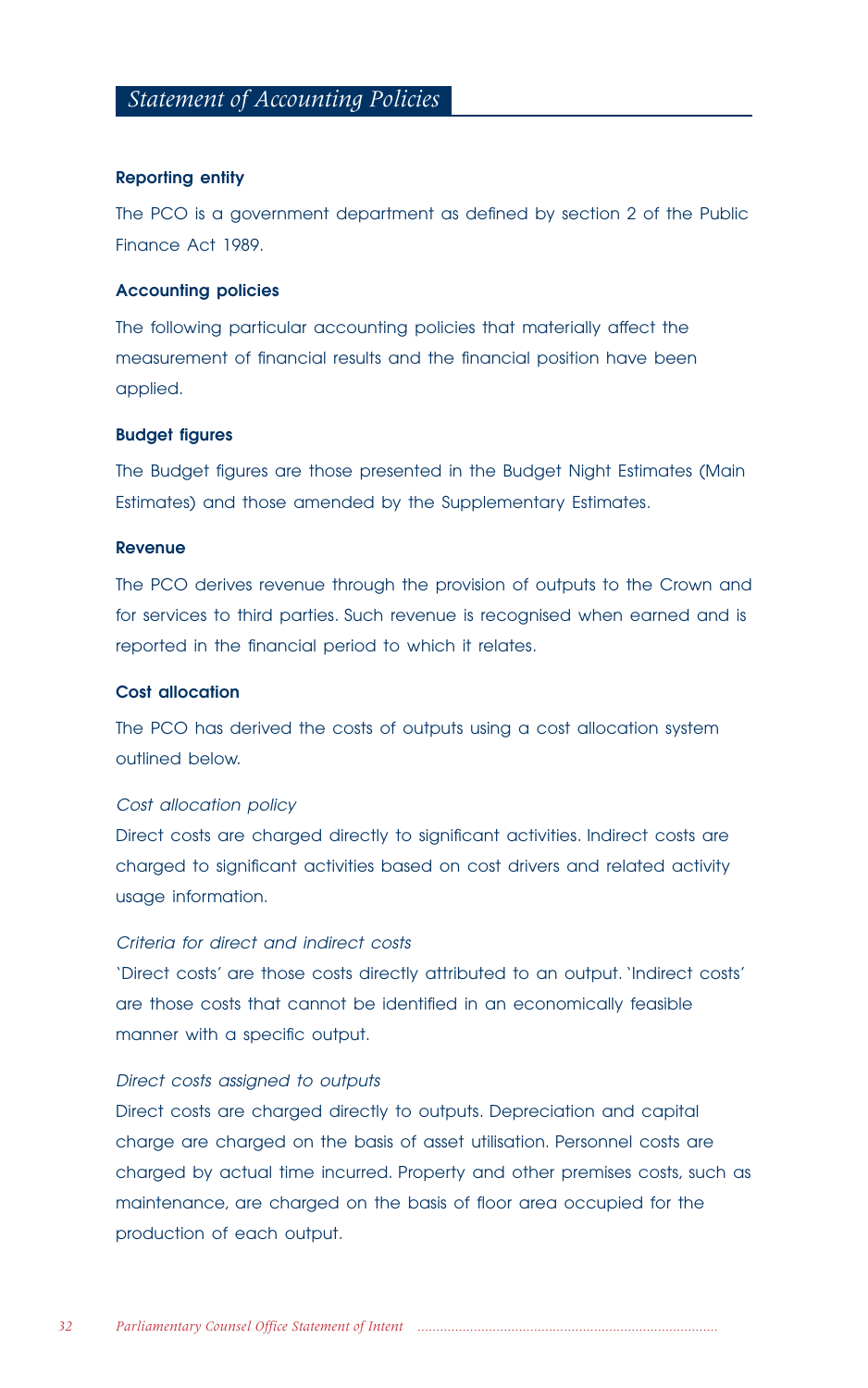# Statement of Accounting Policies

**Reporting entity**

The PCO is a government department as defined by section 2 of the Public Finance Act 1989.

**Accounting policies**

The following particular accounting policies that materially affect the measurement of financial results and the financial position have been applied.

**Budget figures**

The Budget figures are those presented in the Budget Night Estimates (Main Estimates) and those amended by the Supplementary Estimates.

**Revenue**

The PCO derives revenue through the provision of outputs to the Crown and for services to third parties. Such revenue is recognised when earned and is reported in the financial period to which it relates.

**Cost allocation**

The PCO has derived the costs of outputs using a cost allocation system outlined below.

*Cost allocation policy*

Direct costs are charged directly to significant activities. Indirect costs are charged to significant activities based on cost drivers and related activity usage information.

*Criteria for direct and indirect costs*

'Direct costs' are those costs directly attributed to an output. 'Indirect costs' are those costs that cannot be identified in an economically feasible manner with a specific output.

*Direct costs assigned to outputs*

Direct costs are charged directly to outputs. Depreciation and capital charge are charged on the basis of asset utilisation. Personnel costs are charged by actual time incurred. Property and other premises costs, such as maintenance, are charged on the basis of floor area occupied for the production of each output.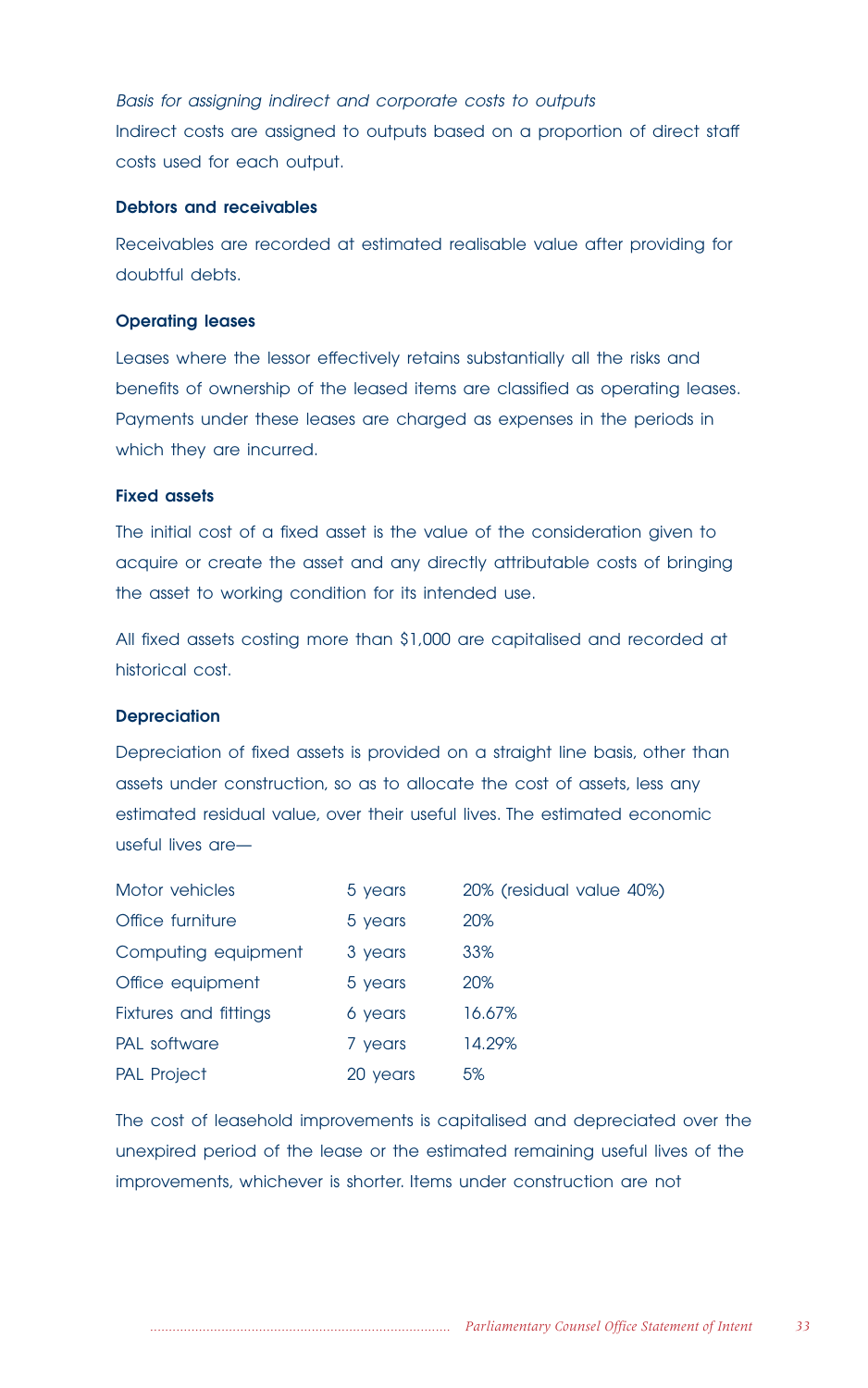*Basis for assigning indirect and corporate costs to outputs*

Indirect costs are assigned to outputs based on a proportion of direct staff costs used for each output.

**Debtors and receivables**

Receivables are recorded at estimated realisable value after providing for doubtful debts.

**Operating leases**

Leases where the lessor effectively retains substantially all the risks and benefits of ownership of the leased items are classified as operating leases. Payments under these leases are charged as expenses in the periods in which they are incurred.

**Fixed assets**

The initial cost of a fixed asset is the value of the consideration given to acquire or create the asset and any directly attributable costs of bringing the asset to working condition for its intended use.

All fixed assets costing more than $1,000 are capitalised and recorded at historical cost.

**Depreciation**

Depreciation of fixed assets is provided on a straight line basis, other than assets under construction, so as to allocate the cost of assets, less any estimated residual value, over their useful lives. The estimated economic useful lives are—

| | | |
|---|---|---|
| Motor vehicles | 5 years | 20% (residual value 40%) |
| Office furniture | 5 years | 20% |
| Computing equipment | 3 years | 33% |
| Office equipment | 5 years | 20% |
| Fixtures and fittings | 6 years | 16.67% |
| PAL software | 7 years | 14.29% |
| PAL Project | 20 years | 5% |

The cost of leasehold improvements is capitalised and depreciated over the unexpired period of the lease or the estimated remaining useful lives of the improvements, whichever is shorter. Items under construction are not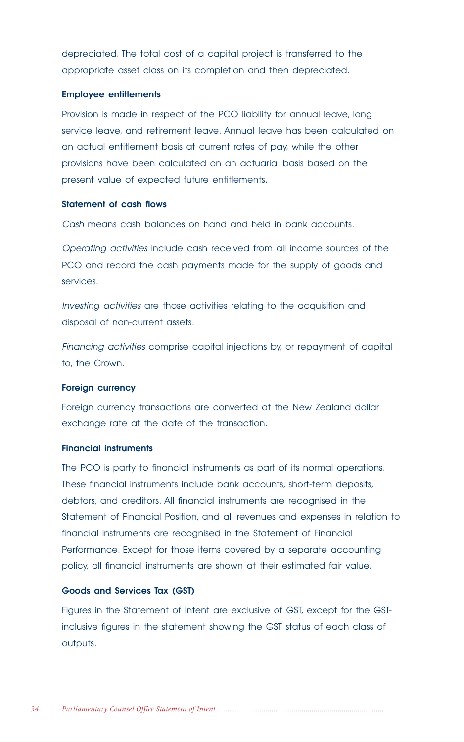depreciated. The total cost of a capital project is transferred to the appropriate asset class on its completion and then depreciated.

**Employee entitlements**

Provision is made in respect of the PCO liability for annual leave, long service leave, and retirement leave. Annual leave has been calculated on an actual entitlement basis at current rates of pay, while the other provisions have been calculated on an actuarial basis based on the present value of expected future entitlements.

**Statement of cash flows**

*Cash* means cash balances on hand and held in bank accounts.

*Operating activities* include cash received from all income sources of the PCO and record the cash payments made for the supply of goods and services.

*Investing activities* are those activities relating to the acquisition and disposal of non-current assets.

*Financing activities* comprise capital injections by, or repayment of capital to, the Crown.

**Foreign currency**

Foreign currency transactions are converted at the New Zealand dollar exchange rate at the date of the transaction.

**Financial instruments**

The PCO is party to financial instruments as part of its normal operations. These financial instruments include bank accounts, short-term deposits, debtors, and creditors. All financial instruments are recognised in the Statement of Financial Position, and all revenues and expenses in relation to financial instruments are recognised in the Statement of Financial Performance. Except for those items covered by a separate accounting policy, all financial instruments are shown at their estimated fair value.

**Goods and Services Tax (GST)**

Figures in the Statement of Intent are exclusive of GST, except for the GST-inclusive figures in the statement showing the GST status of each class of outputs.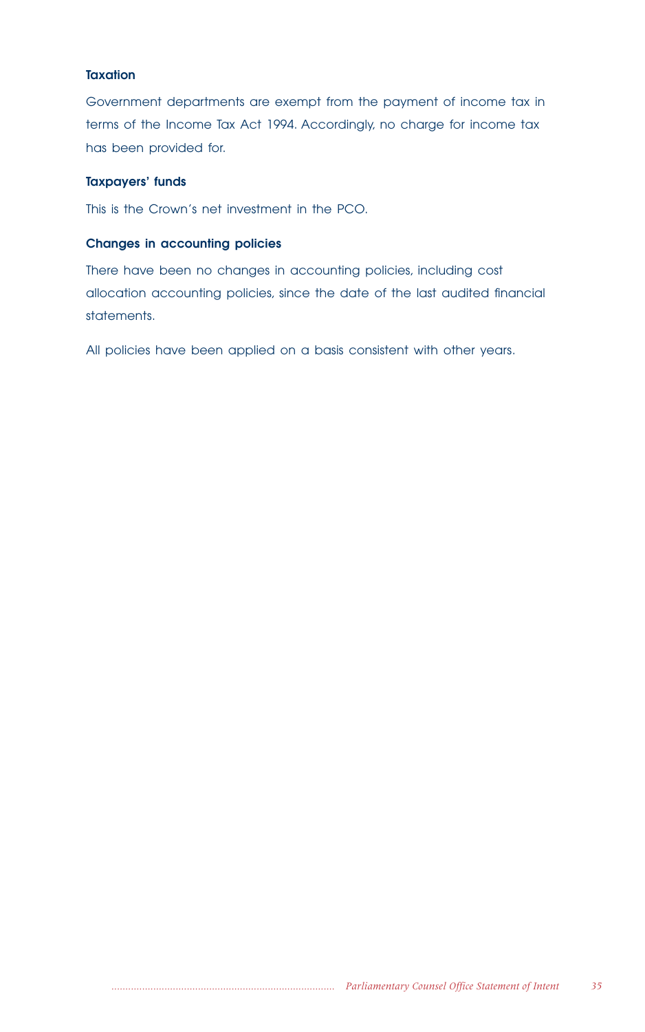### Taxation

Government departments are exempt from the payment of income tax in terms of the Income Tax Act 1994. Accordingly, no charge for income tax has been provided for.

### Taxpayers' funds

This is the Crown's net investment in the PCO.

### Changes in accounting policies

There have been no changes in accounting policies, including cost allocation accounting policies, since the date of the last audited financial statements.

All policies have been applied on a basis consistent with other years.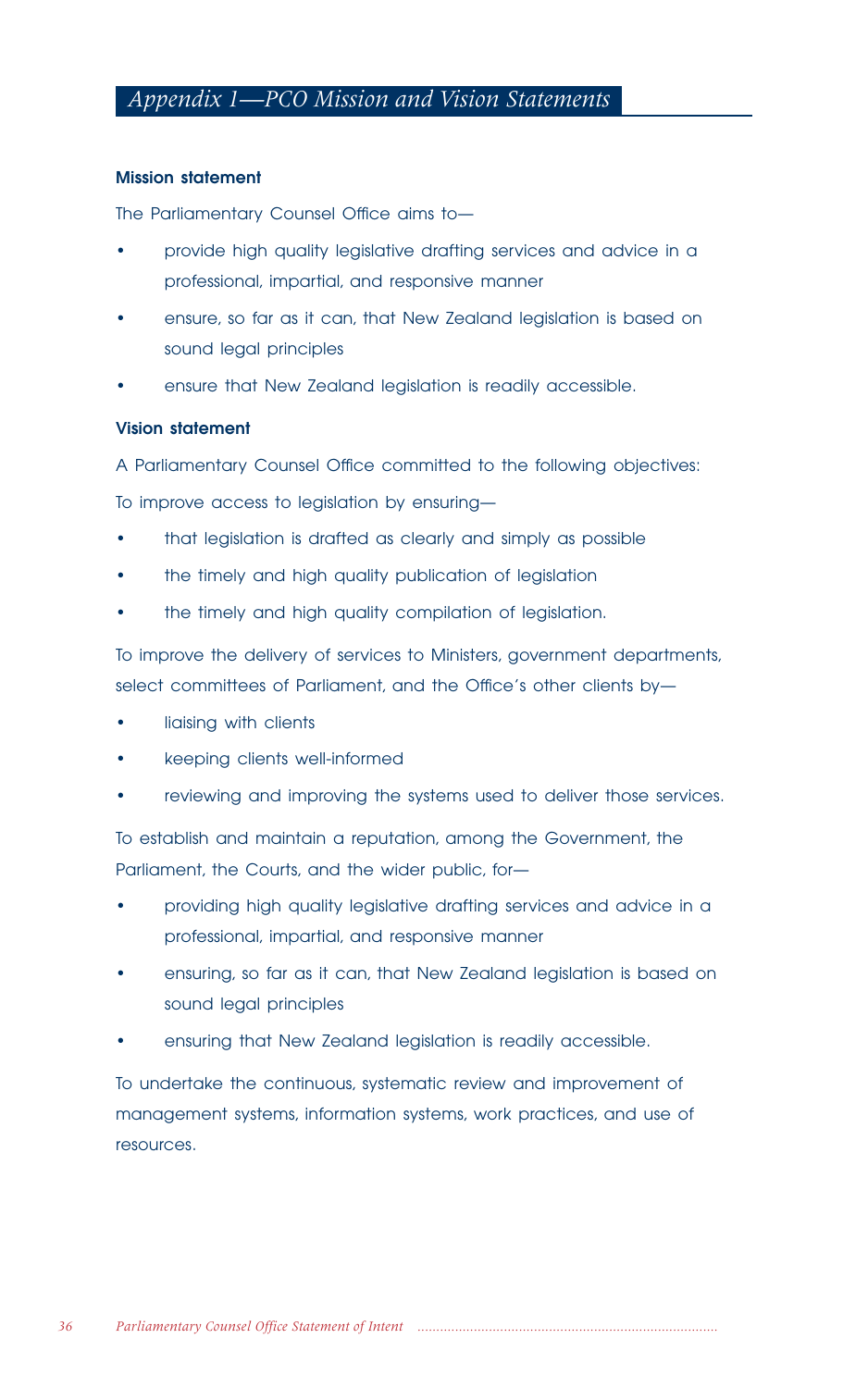# Appendix 1—PCO Mission and Vision Statements

### Mission statement

The Parliamentary Counsel Office aims to—

- provide high quality legislative drafting services and advice in a professional, impartial, and responsive manner
- ensure, so far as it can, that New Zealand legislation is based on sound legal principles
- ensure that New Zealand legislation is readily accessible.

### Vision statement

A Parliamentary Counsel Office committed to the following objectives:

To improve access to legislation by ensuring—

- that legislation is drafted as clearly and simply as possible
- the timely and high quality publication of legislation
- the timely and high quality compilation of legislation.

To improve the delivery of services to Ministers, government departments, select committees of Parliament, and the Office's other clients by—

- liaising with clients
- keeping clients well-informed
- reviewing and improving the systems used to deliver those services.

To establish and maintain a reputation, among the Government, the Parliament, the Courts, and the wider public, for—

- providing high quality legislative drafting services and advice in a professional, impartial, and responsive manner
- ensuring, so far as it can, that New Zealand legislation is based on sound legal principles
- ensuring that New Zealand legislation is readily accessible.

To undertake the continuous, systematic review and improvement of management systems, information systems, work practices, and use of resources.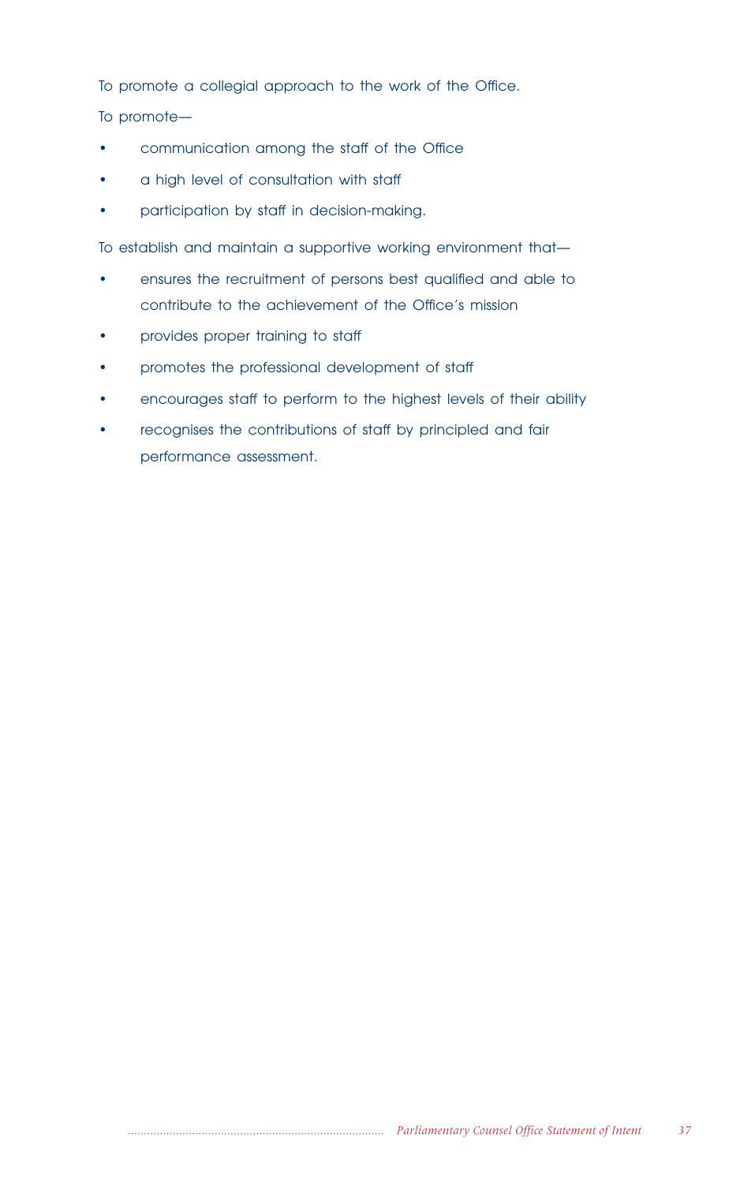To promote a collegial approach to the work of the Office.

To promote—

- communication among the staff of the Office
- a high level of consultation with staff
- participation by staff in decision-making.

To establish and maintain a supportive working environment that—

- ensures the recruitment of persons best qualified and able to contribute to the achievement of the Office's mission
- provides proper training to staff
- promotes the professional development of staff
- encourages staff to perform to the highest levels of their ability
- recognises the contributions of staff by principled and fair performance assessment.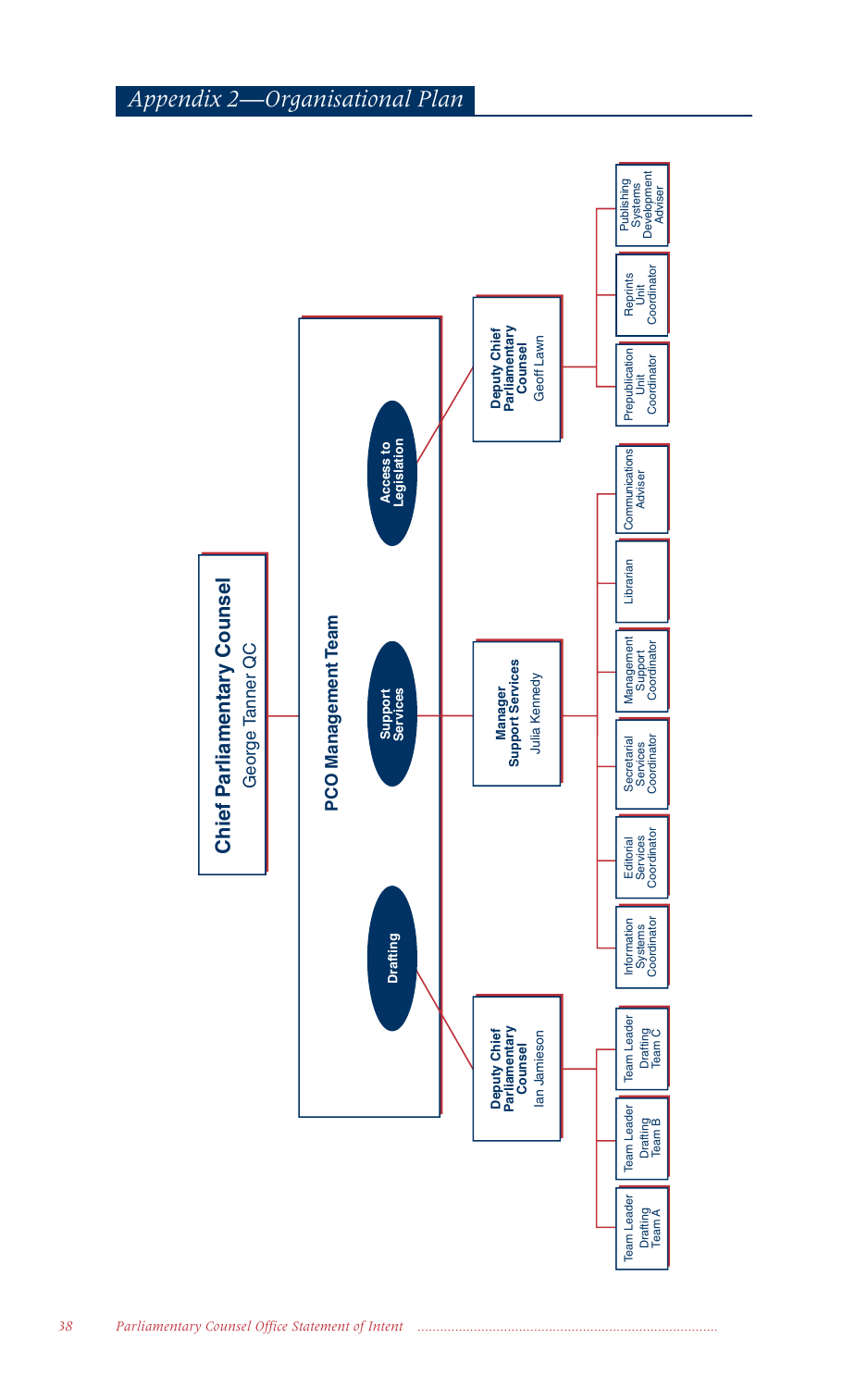# Appendix 2—Organisational Plan

**Chief Parliamentary Counsel**
George Tanner QC

**PCO Management Team**

Drafting

Support Services

Access to Legislation

**Deputy Chief Parliamentary Counsel**
Ian Jamieson

Team Leader Drafting Team A

Team Leader Drafting Team B

Team Leader Drafting Team C

**Manager Support Services**
Julia Kennedy

Information Systems Coordinator

Editorial Services Coordinator

Secretarial Services Coordinator

Management Support Coordinator

Librarian

Communications Adviser

**Deputy Chief Parliamentary Counsel**
Geoff Lawn

Prepublication Unit Coordinator

Reprints Unit Coordinator

Publishing Systems Development Adviser